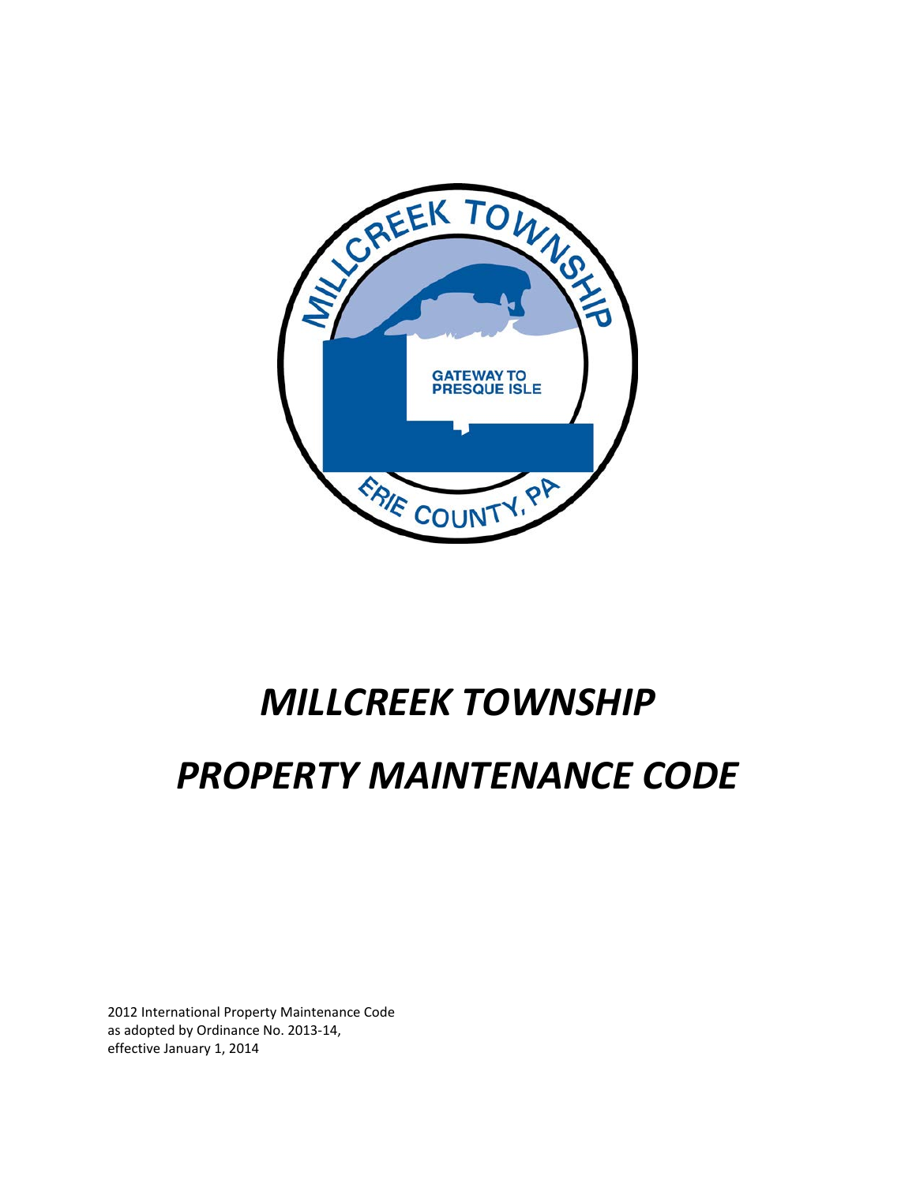# *MILLCREEK TOWNSHIP*

# *PROPERTY MAINTENANCE CODE*

2012 International Property Maintenance Code
as adopted by Ordinance No. 2013-14,
effective January 1, 2014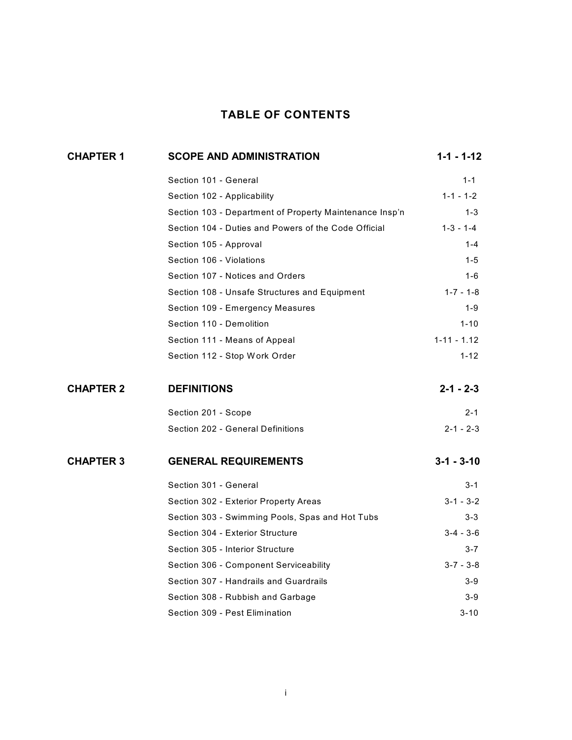# TABLE OF CONTENTS

| | | |
|---|---|---|
| **CHAPTER 1** | **SCOPE AND ADMINISTRATION** | **1-1 - 1-12** |
| | Section 101 - General | 1-1 |
| | Section 102 - Applicability | 1-1 - 1-2 |
| | Section 103 - Department of Property Maintenance Insp'n | 1-3 |
| | Section 104 - Duties and Powers of the Code Official | 1-3 - 1-4 |
| | Section 105 - Approval | 1-4 |
| | Section 106 - Violations | 1-5 |
| | Section 107 - Notices and Orders | 1-6 |
| | Section 108 - Unsafe Structures and Equipment | 1-7 - 1-8 |
| | Section 109 - Emergency Measures | 1-9 |
| | Section 110 - Demolition | 1-10 |
| | Section 111 - Means of Appeal | 1-11 - 1.12 |
| | Section 112 - Stop Work Order | 1-12 |
| **CHAPTER 2** | **DEFINITIONS** | **2-1 - 2-3** |
| | Section 201 - Scope | 2-1 |
| | Section 202 - General Definitions | 2-1 - 2-3 |
| **CHAPTER 3** | **GENERAL REQUIREMENTS** | **3-1 - 3-10** |
| | Section 301 - General | 3-1 |
| | Section 302 - Exterior Property Areas | 3-1 - 3-2 |
| | Section 303 - Swimming Pools, Spas and Hot Tubs | 3-3 |
| | Section 304 - Exterior Structure | 3-4 - 3-6 |
| | Section 305 - Interior Structure | 3-7 |
| | Section 306 - Component Serviceability | 3-7 - 3-8 |
| | Section 307 - Handrails and Guardrails | 3-9 |
| | Section 308 - Rubbish and Garbage | 3-9 |
| | Section 309 - Pest Elimination | 3-10 |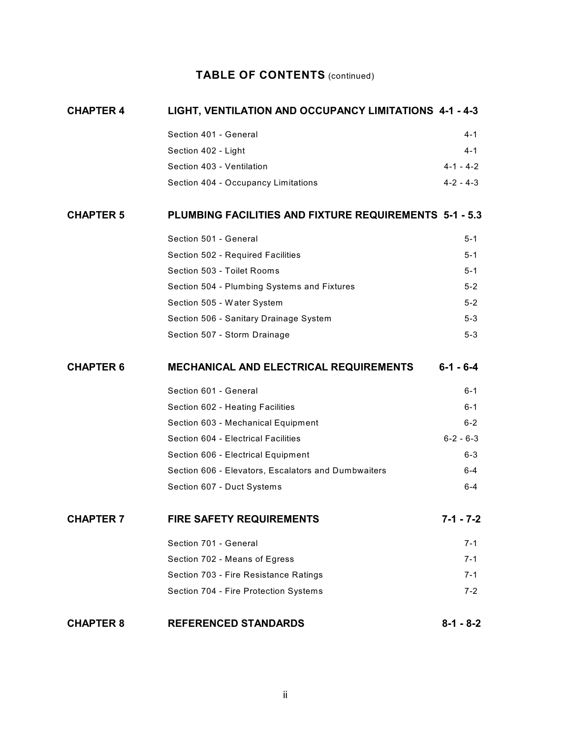## TABLE OF CONTENTS (continued)

| | | |
|---|---|---|
| **CHAPTER 4** | **LIGHT, VENTILATION AND OCCUPANCY LIMITATIONS** | **4-1 - 4-3** |
| | Section 401 - General | 4-1 |
| | Section 402 - Light | 4-1 |
| | Section 403 - Ventilation | 4-1 - 4-2 |
| | Section 404 - Occupancy Limitations | 4-2 - 4-3 |
| **CHAPTER 5** | **PLUMBING FACILITIES AND FIXTURE REQUIREMENTS** | **5-1 - 5.3** |
| | Section 501 - General | 5-1 |
| | Section 502 - Required Facilities | 5-1 |
| | Section 503 - Toilet Rooms | 5-1 |
| | Section 504 - Plumbing Systems and Fixtures | 5-2 |
| | Section 505 - Water System | 5-2 |
| | Section 506 - Sanitary Drainage System | 5-3 |
| | Section 507 - Storm Drainage | 5-3 |
| **CHAPTER 6** | **MECHANICAL AND ELECTRICAL REQUIREMENTS** | **6-1 - 6-4** |
| | Section 601 - General | 6-1 |
| | Section 602 - Heating Facilities | 6-1 |
| | Section 603 - Mechanical Equipment | 6-2 |
| | Section 604 - Electrical Facilities | 6-2 - 6-3 |
| | Section 606 - Electrical Equipment | 6-3 |
| | Section 606 - Elevators, Escalators and Dumbwaiters | 6-4 |
| | Section 607 - Duct Systems | 6-4 |
| **CHAPTER 7** | **FIRE SAFETY REQUIREMENTS** | **7-1 - 7-2** |
| | Section 701 - General | 7-1 |
| | Section 702 - Means of Egress | 7-1 |
| | Section 703 - Fire Resistance Ratings | 7-1 |
| | Section 704 - Fire Protection Systems | 7-2 |
| **CHAPTER 8** | **REFERENCED STANDARDS** | **8-1 - 8-2** |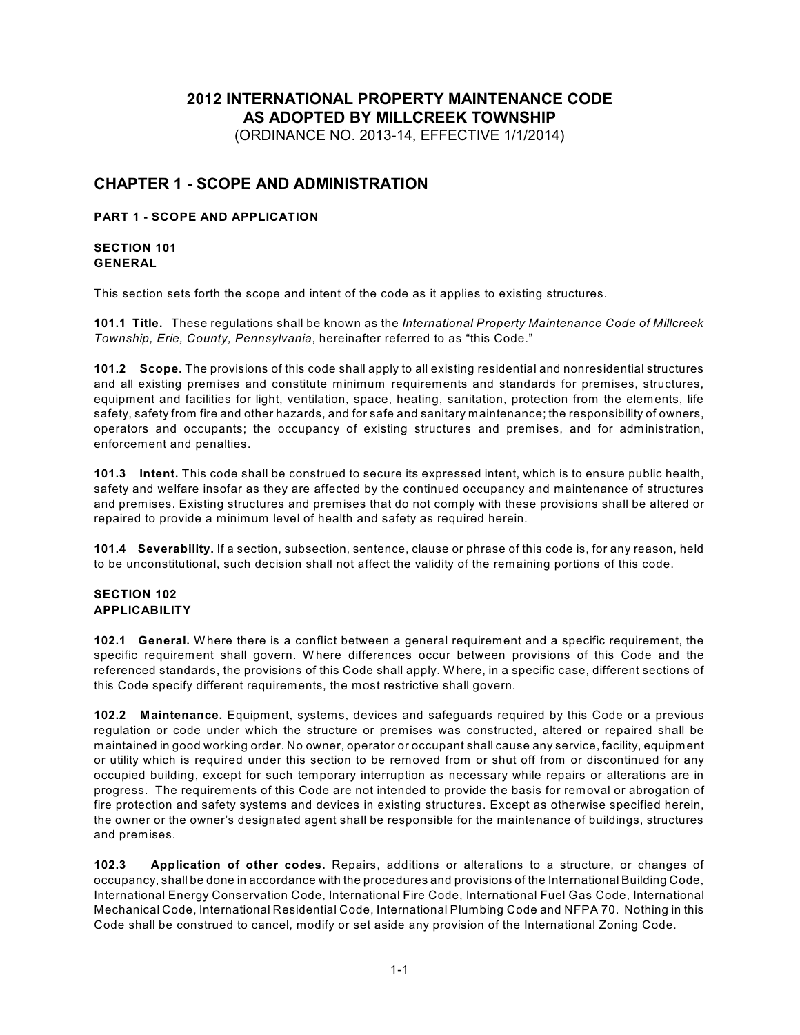# 2012 INTERNATIONAL PROPERTY MAINTENANCE CODE AS ADOPTED BY MILLCREEK TOWNSHIP

(ORDINANCE NO. 2013-14, EFFECTIVE 1/1/2014)

## CHAPTER 1 - SCOPE AND ADMINISTRATION

### PART 1 - SCOPE AND APPLICATION

#### SECTION 101 GENERAL

This section sets forth the scope and intent of the code as it applies to existing structures.

**101.1 Title.** These regulations shall be known as the *International Property Maintenance Code of Millcreek Township, Erie, County, Pennsylvania*, hereinafter referred to as "this Code."

**101.2 Scope.** The provisions of this code shall apply to all existing residential and nonresidential structures and all existing premises and constitute minimum requirements and standards for premises, structures, equipment and facilities for light, ventilation, space, heating, sanitation, protection from the elements, life safety, safety from fire and other hazards, and for safe and sanitary maintenance; the responsibility of owners, operators and occupants; the occupancy of existing structures and premises, and for administration, enforcement and penalties.

**101.3 Intent.** This code shall be construed to secure its expressed intent, which is to ensure public health, safety and welfare insofar as they are affected by the continued occupancy and maintenance of structures and premises. Existing structures and premises that do not comply with these provisions shall be altered or repaired to provide a minimum level of health and safety as required herein.

**101.4 Severability.** If a section, subsection, sentence, clause or phrase of this code is, for any reason, held to be unconstitutional, such decision shall not affect the validity of the remaining portions of this code.

#### SECTION 102 APPLICABILITY

**102.1 General.** Where there is a conflict between a general requirement and a specific requirement, the specific requirement shall govern. Where differences occur between provisions of this Code and the referenced standards, the provisions of this Code shall apply. Where, in a specific case, different sections of this Code specify different requirements, the most restrictive shall govern.

**102.2 Maintenance.** Equipment, systems, devices and safeguards required by this Code or a previous regulation or code under which the structure or premises was constructed, altered or repaired shall be maintained in good working order. No owner, operator or occupant shall cause any service, facility, equipment or utility which is required under this section to be removed from or shut off from or discontinued for any occupied building, except for such temporary interruption as necessary while repairs or alterations are in progress. The requirements of this Code are not intended to provide the basis for removal or abrogation of fire protection and safety systems and devices in existing structures. Except as otherwise specified herein, the owner or the owner's designated agent shall be responsible for the maintenance of buildings, structures and premises.

**102.3 Application of other codes.** Repairs, additions or alterations to a structure, or changes of occupancy, shall be done in accordance with the procedures and provisions of the International Building Code, International Energy Conservation Code, International Fire Code, International Fuel Gas Code, International Mechanical Code, International Residential Code, International Plumbing Code and NFPA 70. Nothing in this Code shall be construed to cancel, modify or set aside any provision of the International Zoning Code.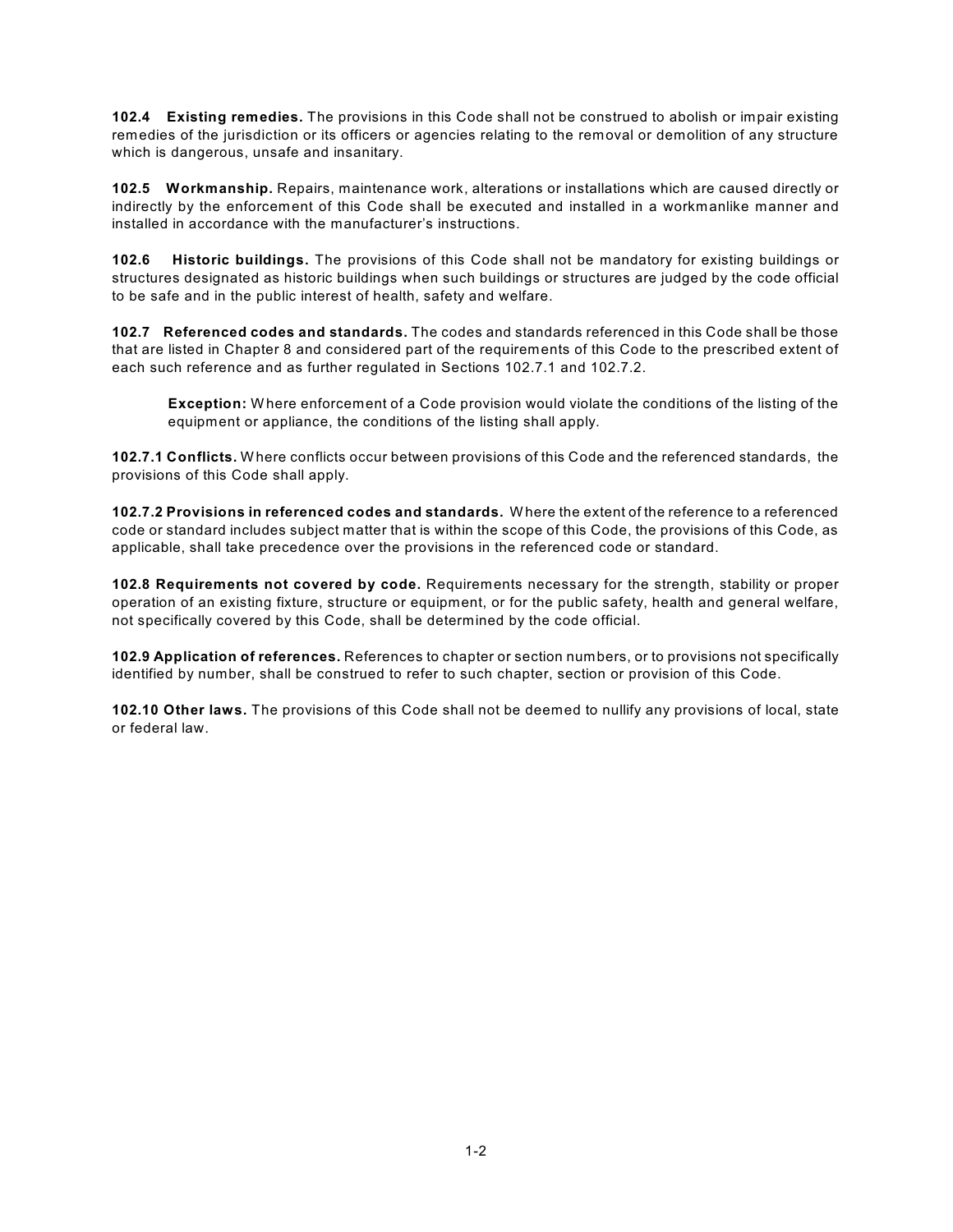**102.4 Existing remedies.** The provisions in this Code shall not be construed to abolish or impair existing remedies of the jurisdiction or its officers or agencies relating to the removal or demolition of any structure which is dangerous, unsafe and insanitary.

**102.5 Workmanship.** Repairs, maintenance work, alterations or installations which are caused directly or indirectly by the enforcement of this Code shall be executed and installed in a workmanlike manner and installed in accordance with the manufacturer's instructions.

**102.6 Historic buildings.** The provisions of this Code shall not be mandatory for existing buildings or structures designated as historic buildings when such buildings or structures are judged by the code official to be safe and in the public interest of health, safety and welfare.

**102.7 Referenced codes and standards.** The codes and standards referenced in this Code shall be those that are listed in Chapter 8 and considered part of the requirements of this Code to the prescribed extent of each such reference and as further regulated in Sections 102.7.1 and 102.7.2.

> **Exception:** Where enforcement of a Code provision would violate the conditions of the listing of the equipment or appliance, the conditions of the listing shall apply.

**102.7.1 Conflicts.** Where conflicts occur between provisions of this Code and the referenced standards, the provisions of this Code shall apply.

**102.7.2 Provisions in referenced codes and standards.** Where the extent of the reference to a referenced code or standard includes subject matter that is within the scope of this Code, the provisions of this Code, as applicable, shall take precedence over the provisions in the referenced code or standard.

**102.8 Requirements not covered by code.** Requirements necessary for the strength, stability or proper operation of an existing fixture, structure or equipment, or for the public safety, health and general welfare, not specifically covered by this Code, shall be determined by the code official.

**102.9 Application of references.** References to chapter or section numbers, or to provisions not specifically identified by number, shall be construed to refer to such chapter, section or provision of this Code.

**102.10 Other laws.** The provisions of this Code shall not be deemed to nullify any provisions of local, state or federal law.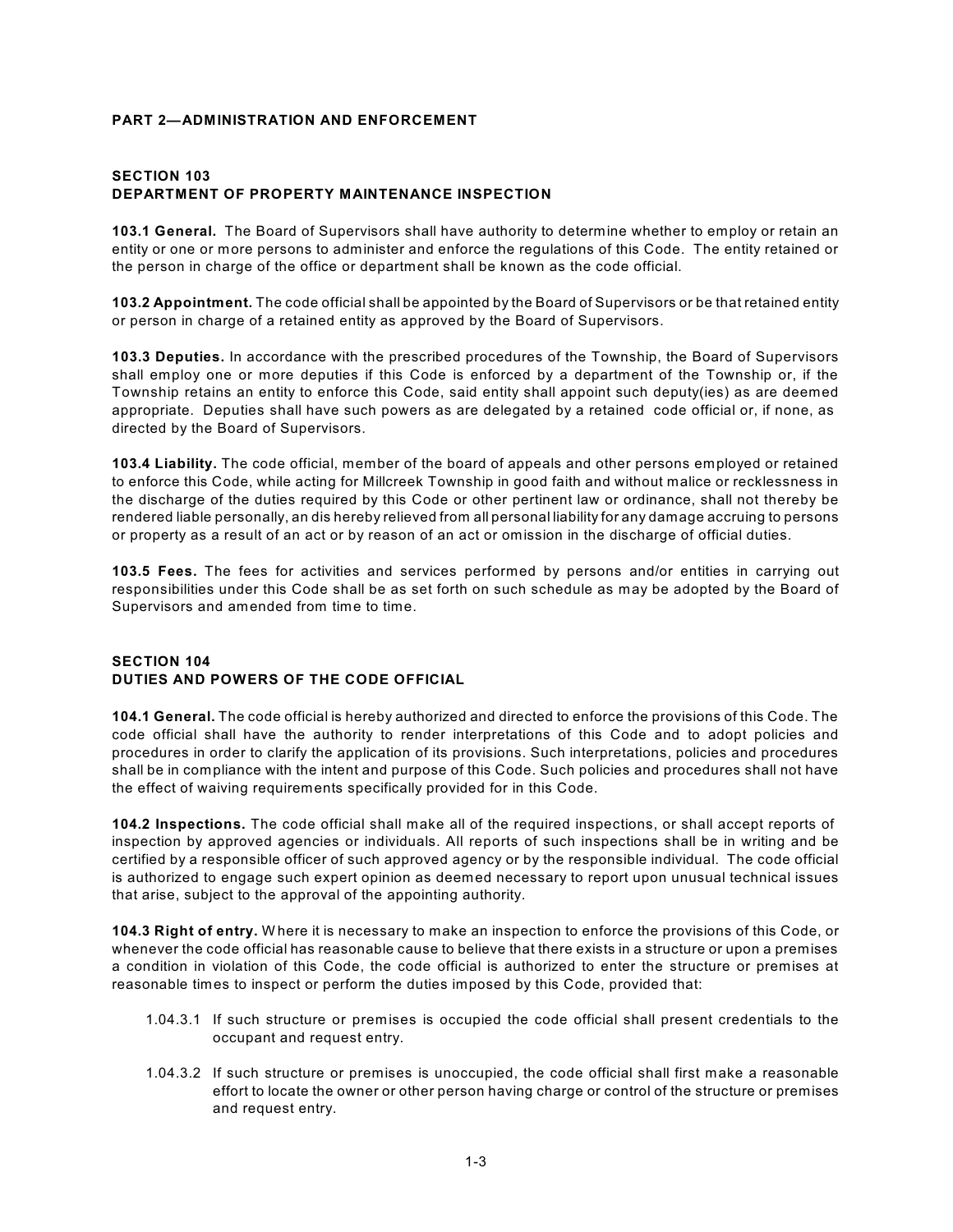## PART 2—ADMINISTRATION AND ENFORCEMENT

### SECTION 103
### DEPARTMENT OF PROPERTY MAINTENANCE INSPECTION

**103.1 General.** The Board of Supervisors shall have authority to determine whether to employ or retain an entity or one or more persons to administer and enforce the regulations of this Code. The entity retained or the person in charge of the office or department shall be known as the code official.

**103.2 Appointment.** The code official shall be appointed by the Board of Supervisors or be that retained entity or person in charge of a retained entity as approved by the Board of Supervisors.

**103.3 Deputies.** In accordance with the prescribed procedures of the Township, the Board of Supervisors shall employ one or more deputies if this Code is enforced by a department of the Township or, if the Township retains an entity to enforce this Code, said entity shall appoint such deputy(ies) as are deemed appropriate. Deputies shall have such powers as are delegated by a retained code official or, if none, as directed by the Board of Supervisors.

**103.4 Liability.** The code official, member of the board of appeals and other persons employed or retained to enforce this Code, while acting for Millcreek Township in good faith and without malice or recklessness in the discharge of the duties required by this Code or other pertinent law or ordinance, shall not thereby be rendered liable personally, an dis hereby relieved from all personal liability for any damage accruing to persons or property as a result of an act or by reason of an act or omission in the discharge of official duties.

**103.5 Fees.** The fees for activities and services performed by persons and/or entities in carrying out responsibilities under this Code shall be as set forth on such schedule as may be adopted by the Board of Supervisors and amended from time to time.

### SECTION 104
### DUTIES AND POWERS OF THE CODE OFFICIAL

**104.1 General.** The code official is hereby authorized and directed to enforce the provisions of this Code. The code official shall have the authority to render interpretations of this Code and to adopt policies and procedures in order to clarify the application of its provisions. Such interpretations, policies and procedures shall be in compliance with the intent and purpose of this Code. Such policies and procedures shall not have the effect of waiving requirements specifically provided for in this Code.

**104.2 Inspections.** The code official shall make all of the required inspections, or shall accept reports of inspection by approved agencies or individuals. All reports of such inspections shall be in writing and be certified by a responsible officer of such approved agency or by the responsible individual. The code official is authorized to engage such expert opinion as deemed necessary to report upon unusual technical issues that arise, subject to the approval of the appointing authority.

**104.3 Right of entry.** Where it is necessary to make an inspection to enforce the provisions of this Code, or whenever the code official has reasonable cause to believe that there exists in a structure or upon a premises a condition in violation of this Code, the code official is authorized to enter the structure or premises at reasonable times to inspect or perform the duties imposed by this Code, provided that:

1.04.3.1 If such structure or premises is occupied the code official shall present credentials to the occupant and request entry.

1.04.3.2 If such structure or premises is unoccupied, the code official shall first make a reasonable effort to locate the owner or other person having charge or control of the structure or premises and request entry.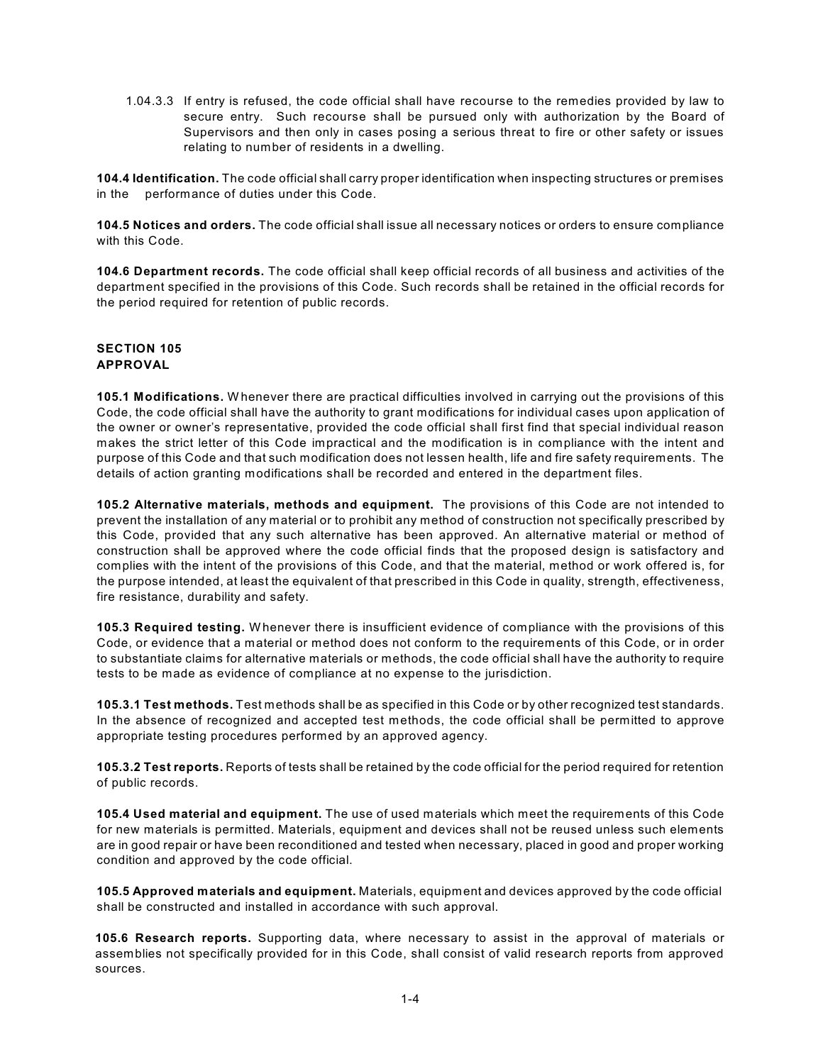1.04.3.3 If entry is refused, the code official shall have recourse to the remedies provided by law to secure entry. Such recourse shall be pursued only with authorization by the Board of Supervisors and then only in cases posing a serious threat to fire or other safety or issues relating to number of residents in a dwelling.

**104.4 Identification.** The code official shall carry proper identification when inspecting structures or premises in the performance of duties under this Code.

**104.5 Notices and orders.** The code official shall issue all necessary notices or orders to ensure compliance with this Code.

**104.6 Department records.** The code official shall keep official records of all business and activities of the department specified in the provisions of this Code. Such records shall be retained in the official records for the period required for retention of public records.

## SECTION 105
## APPROVAL

**105.1 Modifications.** Whenever there are practical difficulties involved in carrying out the provisions of this Code, the code official shall have the authority to grant modifications for individual cases upon application of the owner or owner's representative, provided the code official shall first find that special individual reason makes the strict letter of this Code impractical and the modification is in compliance with the intent and purpose of this Code and that such modification does not lessen health, life and fire safety requirements. The details of action granting modifications shall be recorded and entered in the department files.

**105.2 Alternative materials, methods and equipment.** The provisions of this Code are not intended to prevent the installation of any material or to prohibit any method of construction not specifically prescribed by this Code, provided that any such alternative has been approved. An alternative material or method of construction shall be approved where the code official finds that the proposed design is satisfactory and complies with the intent of the provisions of this Code, and that the material, method or work offered is, for the purpose intended, at least the equivalent of that prescribed in this Code in quality, strength, effectiveness, fire resistance, durability and safety.

**105.3 Required testing.** Whenever there is insufficient evidence of compliance with the provisions of this Code, or evidence that a material or method does not conform to the requirements of this Code, or in order to substantiate claims for alternative materials or methods, the code official shall have the authority to require tests to be made as evidence of compliance at no expense to the jurisdiction.

**105.3.1 Test methods.** Test methods shall be as specified in this Code or by other recognized test standards. In the absence of recognized and accepted test methods, the code official shall be permitted to approve appropriate testing procedures performed by an approved agency.

**105.3.2 Test reports.** Reports of tests shall be retained by the code official for the period required for retention of public records.

**105.4 Used material and equipment.** The use of used materials which meet the requirements of this Code for new materials is permitted. Materials, equipment and devices shall not be reused unless such elements are in good repair or have been reconditioned and tested when necessary, placed in good and proper working condition and approved by the code official.

**105.5 Approved materials and equipment.** Materials, equipment and devices approved by the code official shall be constructed and installed in accordance with such approval.

**105.6 Research reports.** Supporting data, where necessary to assist in the approval of materials or assemblies not specifically provided for in this Code, shall consist of valid research reports from approved sources.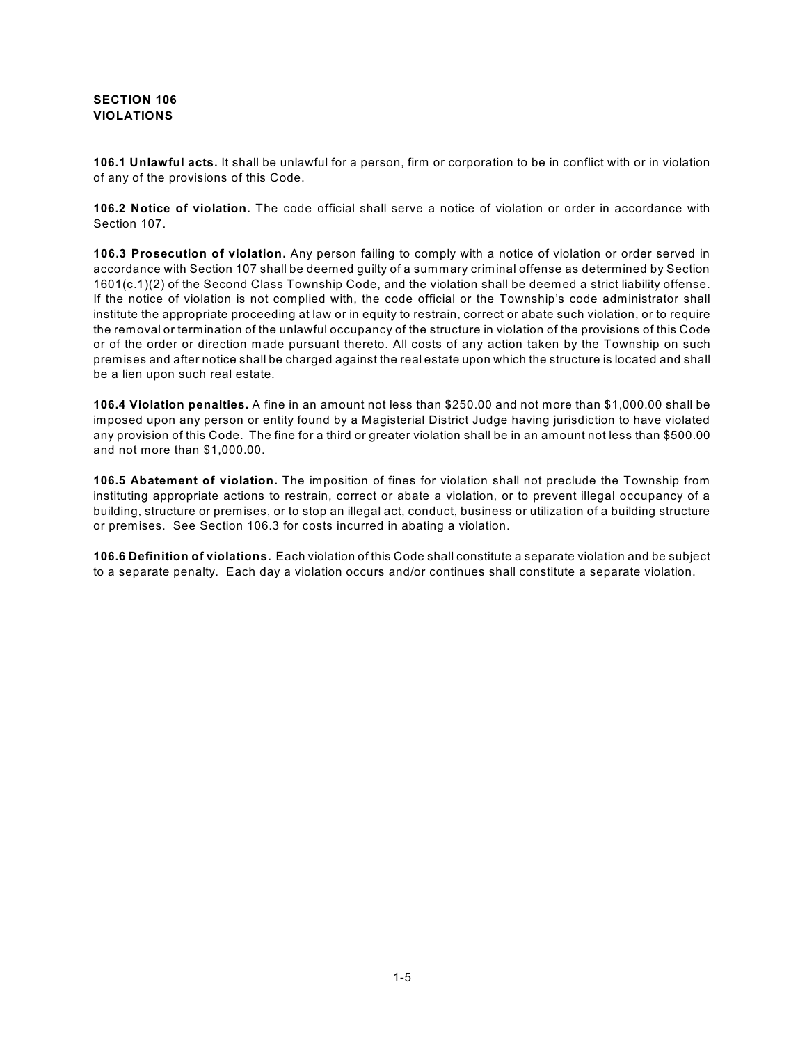## SECTION 106
## VIOLATIONS

**106.1 Unlawful acts.** It shall be unlawful for a person, firm or corporation to be in conflict with or in violation of any of the provisions of this Code.

**106.2 Notice of violation.** The code official shall serve a notice of violation or order in accordance with Section 107.

**106.3 Prosecution of violation.** Any person failing to comply with a notice of violation or order served in accordance with Section 107 shall be deemed guilty of a summary criminal offense as determined by Section 1601(c.1)(2) of the Second Class Township Code, and the violation shall be deemed a strict liability offense. If the notice of violation is not complied with, the code official or the Township's code administrator shall institute the appropriate proceeding at law or in equity to restrain, correct or abate such violation, or to require the removal or termination of the unlawful occupancy of the structure in violation of the provisions of this Code or of the order or direction made pursuant thereto. All costs of any action taken by the Township on such premises and after notice shall be charged against the real estate upon which the structure is located and shall be a lien upon such real estate.

**106.4 Violation penalties.** A fine in an amount not less than $250.00 and not more than $1,000.00 shall be imposed upon any person or entity found by a Magisterial District Judge having jurisdiction to have violated any provision of this Code. The fine for a third or greater violation shall be in an amount not less than $500.00 and not more than $1,000.00.

**106.5 Abatement of violation.** The imposition of fines for violation shall not preclude the Township from instituting appropriate actions to restrain, correct or abate a violation, or to prevent illegal occupancy of a building, structure or premises, or to stop an illegal act, conduct, business or utilization of a building structure or premises. See Section 106.3 for costs incurred in abating a violation.

**106.6 Definition of violations.** Each violation of this Code shall constitute a separate violation and be subject to a separate penalty. Each day a violation occurs and/or continues shall constitute a separate violation.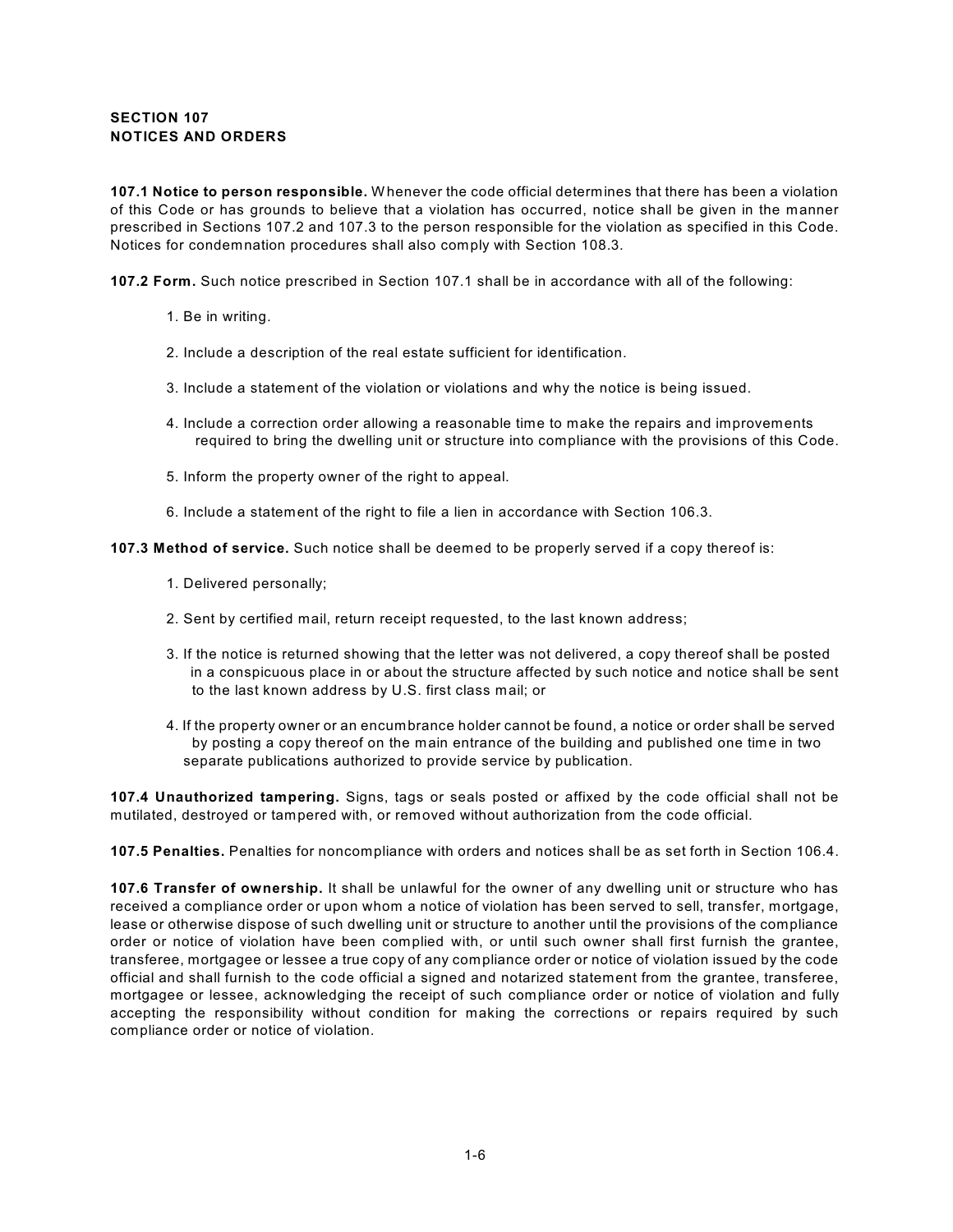## SECTION 107
## NOTICES AND ORDERS

**107.1 Notice to person responsible.** Whenever the code official determines that there has been a violation of this Code or has grounds to believe that a violation has occurred, notice shall be given in the manner prescribed in Sections 107.2 and 107.3 to the person responsible for the violation as specified in this Code. Notices for condemnation procedures shall also comply with Section 108.3.

**107.2 Form.** Such notice prescribed in Section 107.1 shall be in accordance with all of the following:

1. Be in writing.
2. Include a description of the real estate sufficient for identification.
3. Include a statement of the violation or violations and why the notice is being issued.
4. Include a correction order allowing a reasonable time to make the repairs and improvements required to bring the dwelling unit or structure into compliance with the provisions of this Code.
5. Inform the property owner of the right to appeal.
6. Include a statement of the right to file a lien in accordance with Section 106.3.

**107.3 Method of service.** Such notice shall be deemed to be properly served if a copy thereof is:

1. Delivered personally;
2. Sent by certified mail, return receipt requested, to the last known address;
3. If the notice is returned showing that the letter was not delivered, a copy thereof shall be posted in a conspicuous place in or about the structure affected by such notice and notice shall be sent to the last known address by U.S. first class mail; or
4. If the property owner or an encumbrance holder cannot be found, a notice or order shall be served by posting a copy thereof on the main entrance of the building and published one time in two separate publications authorized to provide service by publication.

**107.4 Unauthorized tampering.** Signs, tags or seals posted or affixed by the code official shall not be mutilated, destroyed or tampered with, or removed without authorization from the code official.

**107.5 Penalties.** Penalties for noncompliance with orders and notices shall be as set forth in Section 106.4.

**107.6 Transfer of ownership.** It shall be unlawful for the owner of any dwelling unit or structure who has received a compliance order or upon whom a notice of violation has been served to sell, transfer, mortgage, lease or otherwise dispose of such dwelling unit or structure to another until the provisions of the compliance order or notice of violation have been complied with, or until such owner shall first furnish the grantee, transferee, mortgagee or lessee a true copy of any compliance order or notice of violation issued by the code official and shall furnish to the code official a signed and notarized statement from the grantee, transferee, mortgagee or lessee, acknowledging the receipt of such compliance order or notice of violation and fully accepting the responsibility without condition for making the corrections or repairs required by such compliance order or notice of violation.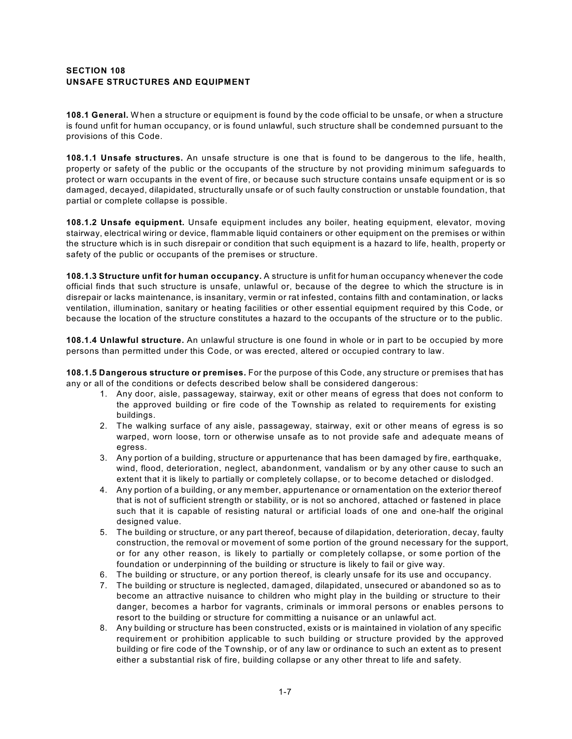## SECTION 108
## UNSAFE STRUCTURES AND EQUIPMENT

**108.1 General.** When a structure or equipment is found by the code official to be unsafe, or when a structure is found unfit for human occupancy, or is found unlawful, such structure shall be condemned pursuant to the provisions of this Code.

**108.1.1 Unsafe structures.** An unsafe structure is one that is found to be dangerous to the life, health, property or safety of the public or the occupants of the structure by not providing minimum safeguards to protect or warn occupants in the event of fire, or because such structure contains unsafe equipment or is so damaged, decayed, dilapidated, structurally unsafe or of such faulty construction or unstable foundation, that partial or complete collapse is possible.

**108.1.2 Unsafe equipment.** Unsafe equipment includes any boiler, heating equipment, elevator, moving stairway, electrical wiring or device, flammable liquid containers or other equipment on the premises or within the structure which is in such disrepair or condition that such equipment is a hazard to life, health, property or safety of the public or occupants of the premises or structure.

**108.1.3 Structure unfit for human occupancy.** A structure is unfit for human occupancy whenever the code official finds that such structure is unsafe, unlawful or, because of the degree to which the structure is in disrepair or lacks maintenance, is insanitary, vermin or rat infested, contains filth and contamination, or lacks ventilation, illumination, sanitary or heating facilities or other essential equipment required by this Code, or because the location of the structure constitutes a hazard to the occupants of the structure or to the public.

**108.1.4 Unlawful structure.** An unlawful structure is one found in whole or in part to be occupied by more persons than permitted under this Code, or was erected, altered or occupied contrary to law.

**108.1.5 Dangerous structure or premises.** For the purpose of this Code, any structure or premises that has any or all of the conditions or defects described below shall be considered dangerous:

1. Any door, aisle, passageway, stairway, exit or other means of egress that does not conform to the approved building or fire code of the Township as related to requirements for existing buildings.
2. The walking surface of any aisle, passageway, stairway, exit or other means of egress is so warped, worn loose, torn or otherwise unsafe as to not provide safe and adequate means of egress.
3. Any portion of a building, structure or appurtenance that has been damaged by fire, earthquake, wind, flood, deterioration, neglect, abandonment, vandalism or by any other cause to such an extent that it is likely to partially or completely collapse, or to become detached or dislodged.
4. Any portion of a building, or any member, appurtenance or ornamentation on the exterior thereof that is not of sufficient strength or stability, or is not so anchored, attached or fastened in place such that it is capable of resisting natural or artificial loads of one and one-half the original designed value.
5. The building or structure, or any part thereof, because of dilapidation, deterioration, decay, faulty construction, the removal or movement of some portion of the ground necessary for the support, or for any other reason, is likely to partially or completely collapse, or some portion of the foundation or underpinning of the building or structure is likely to fail or give way.
6. The building or structure, or any portion thereof, is clearly unsafe for its use and occupancy.
7. The building or structure is neglected, damaged, dilapidated, unsecured or abandoned so as to become an attractive nuisance to children who might play in the building or structure to their danger, becomes a harbor for vagrants, criminals or immoral persons or enables persons to resort to the building or structure for committing a nuisance or an unlawful act.
8. Any building or structure has been constructed, exists or is maintained in violation of any specific requirement or prohibition applicable to such building or structure provided by the approved building or fire code of the Township, or of any law or ordinance to such an extent as to present either a substantial risk of fire, building collapse or any other threat to life and safety.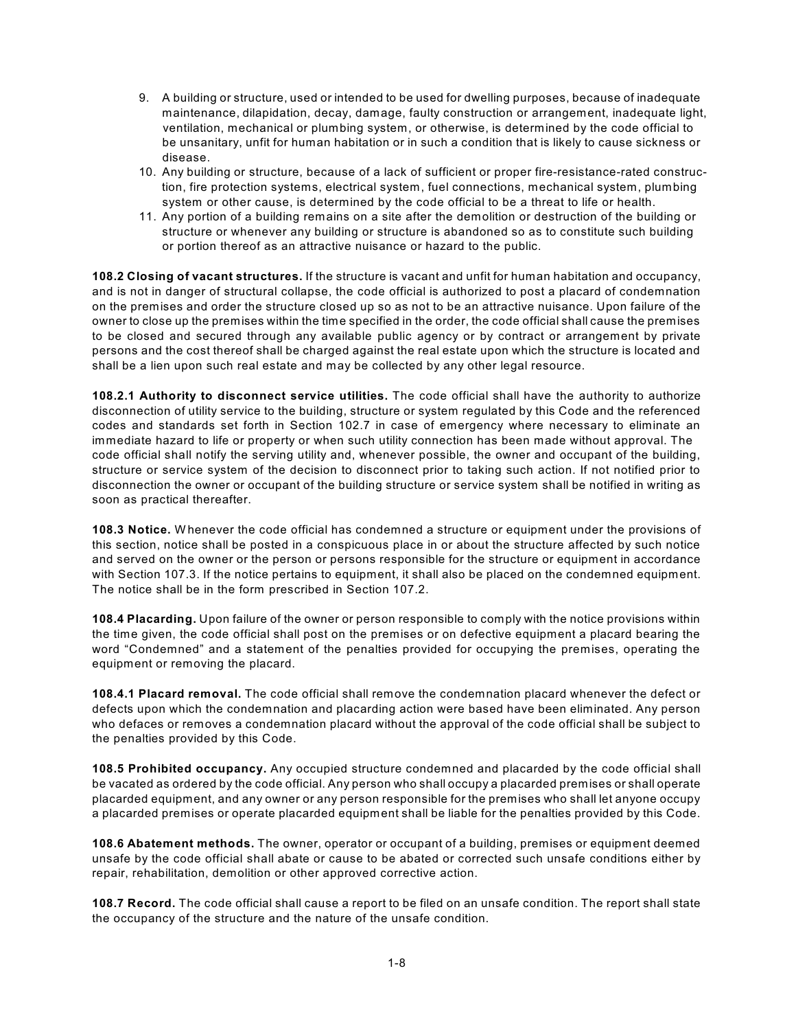9. A building or structure, used or intended to be used for dwelling purposes, because of inadequate maintenance, dilapidation, decay, damage, faulty construction or arrangement, inadequate light, ventilation, mechanical or plumbing system, or otherwise, is determined by the code official to be unsanitary, unfit for human habitation or in such a condition that is likely to cause sickness or disease.
10. Any building or structure, because of a lack of sufficient or proper fire-resistance-rated construction, fire protection systems, electrical system, fuel connections, mechanical system, plumbing system or other cause, is determined by the code official to be a threat to life or health.
11. Any portion of a building remains on a site after the demolition or destruction of the building or structure or whenever any building or structure is abandoned so as to constitute such building or portion thereof as an attractive nuisance or hazard to the public.

**108.2 Closing of vacant structures.** If the structure is vacant and unfit for human habitation and occupancy, and is not in danger of structural collapse, the code official is authorized to post a placard of condemnation on the premises and order the structure closed up so as not to be an attractive nuisance. Upon failure of the owner to close up the premises within the time specified in the order, the code official shall cause the premises to be closed and secured through any available public agency or by contract or arrangement by private persons and the cost thereof shall be charged against the real estate upon which the structure is located and shall be a lien upon such real estate and may be collected by any other legal resource.

**108.2.1 Authority to disconnect service utilities.** The code official shall have the authority to authorize disconnection of utility service to the building, structure or system regulated by this Code and the referenced codes and standards set forth in Section 102.7 in case of emergency where necessary to eliminate an immediate hazard to life or property or when such utility connection has been made without approval. The code official shall notify the serving utility and, whenever possible, the owner and occupant of the building, structure or service system of the decision to disconnect prior to taking such action. If not notified prior to disconnection the owner or occupant of the building structure or service system shall be notified in writing as soon as practical thereafter.

**108.3 Notice.** Whenever the code official has condemned a structure or equipment under the provisions of this section, notice shall be posted in a conspicuous place in or about the structure affected by such notice and served on the owner or the person or persons responsible for the structure or equipment in accordance with Section 107.3. If the notice pertains to equipment, it shall also be placed on the condemned equipment. The notice shall be in the form prescribed in Section 107.2.

**108.4 Placarding.** Upon failure of the owner or person responsible to comply with the notice provisions within the time given, the code official shall post on the premises or on defective equipment a placard bearing the word “Condemned” and a statement of the penalties provided for occupying the premises, operating the equipment or removing the placard.

**108.4.1 Placard removal.** The code official shall remove the condemnation placard whenever the defect or defects upon which the condemnation and placarding action were based have been eliminated. Any person who defaces or removes a condemnation placard without the approval of the code official shall be subject to the penalties provided by this Code.

**108.5 Prohibited occupancy.** Any occupied structure condemned and placarded by the code official shall be vacated as ordered by the code official. Any person who shall occupy a placarded premises or shall operate placarded equipment, and any owner or any person responsible for the premises who shall let anyone occupy a placarded premises or operate placarded equipment shall be liable for the penalties provided by this Code.

**108.6 Abatement methods.** The owner, operator or occupant of a building, premises or equipment deemed unsafe by the code official shall abate or cause to be abated or corrected such unsafe conditions either by repair, rehabilitation, demolition or other approved corrective action.

**108.7 Record.** The code official shall cause a report to be filed on an unsafe condition. The report shall state the occupancy of the structure and the nature of the unsafe condition.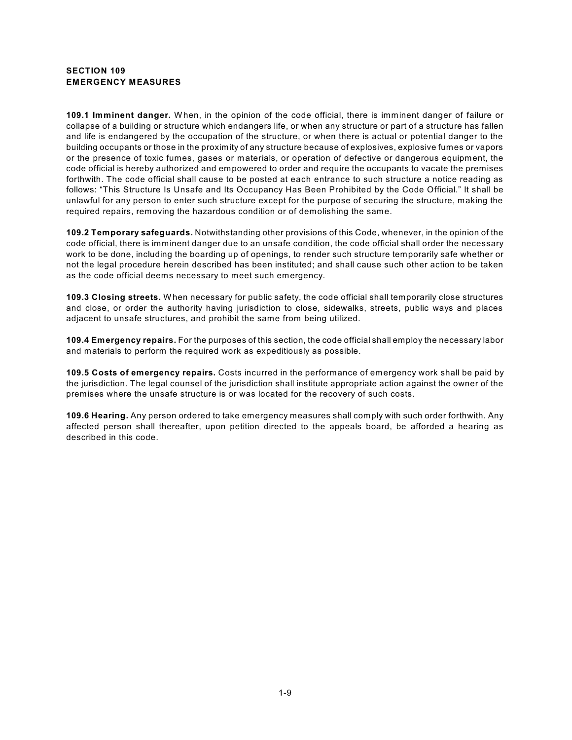## SECTION 109
## EMERGENCY MEASURES

**109.1 Imminent danger.** When, in the opinion of the code official, there is imminent danger of failure or collapse of a building or structure which endangers life, or when any structure or part of a structure has fallen and life is endangered by the occupation of the structure, or when there is actual or potential danger to the building occupants or those in the proximity of any structure because of explosives, explosive fumes or vapors or the presence of toxic fumes, gases or materials, or operation of defective or dangerous equipment, the code official is hereby authorized and empowered to order and require the occupants to vacate the premises forthwith. The code official shall cause to be posted at each entrance to such structure a notice reading as follows: "This Structure Is Unsafe and Its Occupancy Has Been Prohibited by the Code Official." It shall be unlawful for any person to enter such structure except for the purpose of securing the structure, making the required repairs, removing the hazardous condition or of demolishing the same.

**109.2 Temporary safeguards.** Notwithstanding other provisions of this Code, whenever, in the opinion of the code official, there is imminent danger due to an unsafe condition, the code official shall order the necessary work to be done, including the boarding up of openings, to render such structure temporarily safe whether or not the legal procedure herein described has been instituted; and shall cause such other action to be taken as the code official deems necessary to meet such emergency.

**109.3 Closing streets.** When necessary for public safety, the code official shall temporarily close structures and close, or order the authority having jurisdiction to close, sidewalks, streets, public ways and places adjacent to unsafe structures, and prohibit the same from being utilized.

**109.4 Emergency repairs.** For the purposes of this section, the code official shall employ the necessary labor and materials to perform the required work as expeditiously as possible.

**109.5 Costs of emergency repairs.** Costs incurred in the performance of emergency work shall be paid by the jurisdiction. The legal counsel of the jurisdiction shall institute appropriate action against the owner of the premises where the unsafe structure is or was located for the recovery of such costs.

**109.6 Hearing.** Any person ordered to take emergency measures shall comply with such order forthwith. Any affected person shall thereafter, upon petition directed to the appeals board, be afforded a hearing as described in this code.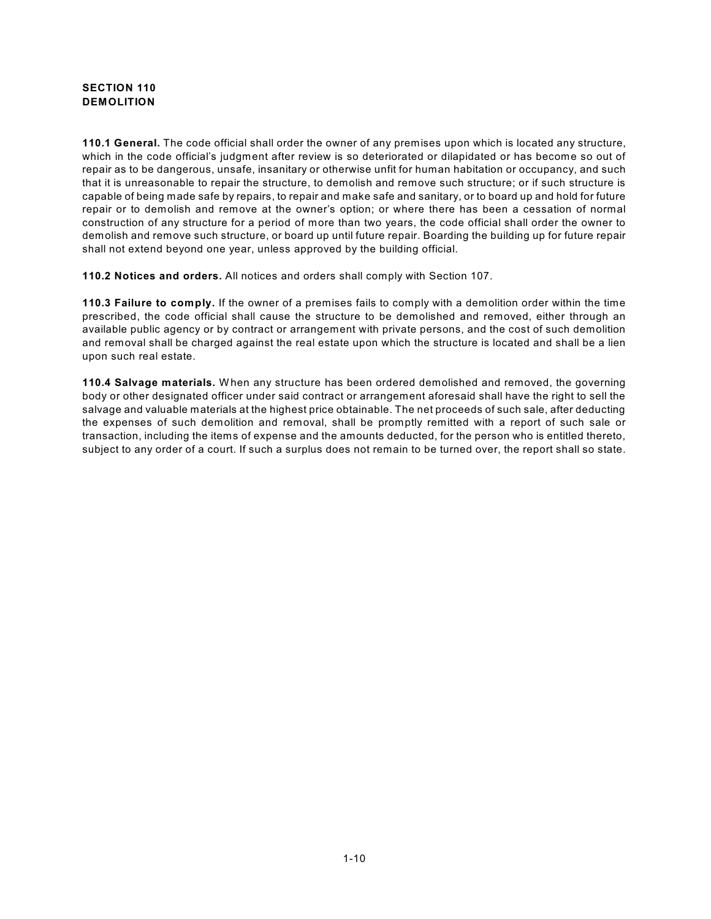## SECTION 110
## DEMOLITION

**110.1 General.** The code official shall order the owner of any premises upon which is located any structure, which in the code official's judgment after review is so deteriorated or dilapidated or has become so out of repair as to be dangerous, unsafe, insanitary or otherwise unfit for human habitation or occupancy, and such that it is unreasonable to repair the structure, to demolish and remove such structure; or if such structure is capable of being made safe by repairs, to repair and make safe and sanitary, or to board up and hold for future repair or to demolish and remove at the owner's option; or where there has been a cessation of normal construction of any structure for a period of more than two years, the code official shall order the owner to demolish and remove such structure, or board up until future repair. Boarding the building up for future repair shall not extend beyond one year, unless approved by the building official.

**110.2 Notices and orders.** All notices and orders shall comply with Section 107.

**110.3 Failure to comply.** If the owner of a premises fails to comply with a demolition order within the time prescribed, the code official shall cause the structure to be demolished and removed, either through an available public agency or by contract or arrangement with private persons, and the cost of such demolition and removal shall be charged against the real estate upon which the structure is located and shall be a lien upon such real estate.

**110.4 Salvage materials.** When any structure has been ordered demolished and removed, the governing body or other designated officer under said contract or arrangement aforesaid shall have the right to sell the salvage and valuable materials at the highest price obtainable. The net proceeds of such sale, after deducting the expenses of such demolition and removal, shall be promptly remitted with a report of such sale or transaction, including the items of expense and the amounts deducted, for the person who is entitled thereto, subject to any order of a court. If such a surplus does not remain to be turned over, the report shall so state.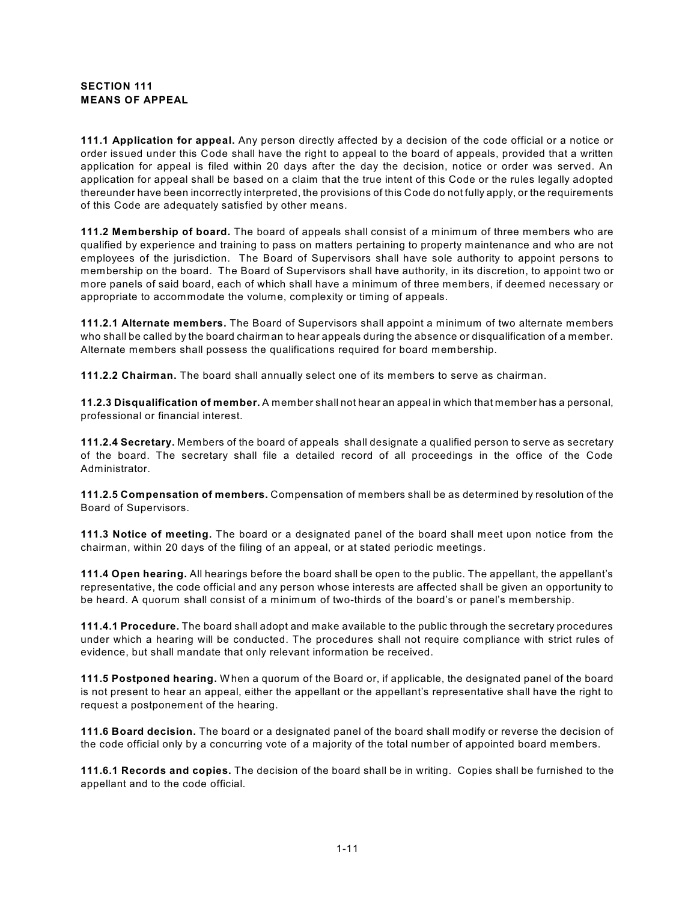## SECTION 111
## MEANS OF APPEAL

**111.1 Application for appeal.** Any person directly affected by a decision of the code official or a notice or order issued under this Code shall have the right to appeal to the board of appeals, provided that a written application for appeal is filed within 20 days after the day the decision, notice or order was served. An application for appeal shall be based on a claim that the true intent of this Code or the rules legally adopted thereunder have been incorrectly interpreted, the provisions of this Code do not fully apply, or the requirements of this Code are adequately satisfied by other means.

**111.2 Membership of board.** The board of appeals shall consist of a minimum of three members who are qualified by experience and training to pass on matters pertaining to property maintenance and who are not employees of the jurisdiction. The Board of Supervisors shall have sole authority to appoint persons to membership on the board. The Board of Supervisors shall have authority, in its discretion, to appoint two or more panels of said board, each of which shall have a minimum of three members, if deemed necessary or appropriate to accommodate the volume, complexity or timing of appeals.

**111.2.1 Alternate members.** The Board of Supervisors shall appoint a minimum of two alternate members who shall be called by the board chairman to hear appeals during the absence or disqualification of a member. Alternate members shall possess the qualifications required for board membership.

**111.2.2 Chairman.** The board shall annually select one of its members to serve as chairman.

**11.2.3 Disqualification of member.** A member shall not hear an appeal in which that member has a personal, professional or financial interest.

**111.2.4 Secretary.** Members of the board of appeals shall designate a qualified person to serve as secretary of the board. The secretary shall file a detailed record of all proceedings in the office of the Code Administrator.

**111.2.5 Compensation of members.** Compensation of members shall be as determined by resolution of the Board of Supervisors.

**111.3 Notice of meeting.** The board or a designated panel of the board shall meet upon notice from the chairman, within 20 days of the filing of an appeal, or at stated periodic meetings.

**111.4 Open hearing.** All hearings before the board shall be open to the public. The appellant, the appellant's representative, the code official and any person whose interests are affected shall be given an opportunity to be heard. A quorum shall consist of a minimum of two-thirds of the board's or panel's membership.

**111.4.1 Procedure.** The board shall adopt and make available to the public through the secretary procedures under which a hearing will be conducted. The procedures shall not require compliance with strict rules of evidence, but shall mandate that only relevant information be received.

**111.5 Postponed hearing.** When a quorum of the Board or, if applicable, the designated panel of the board is not present to hear an appeal, either the appellant or the appellant's representative shall have the right to request a postponement of the hearing.

**111.6 Board decision.** The board or a designated panel of the board shall modify or reverse the decision of the code official only by a concurring vote of a majority of the total number of appointed board members.

**111.6.1 Records and copies.** The decision of the board shall be in writing. Copies shall be furnished to the appellant and to the code official.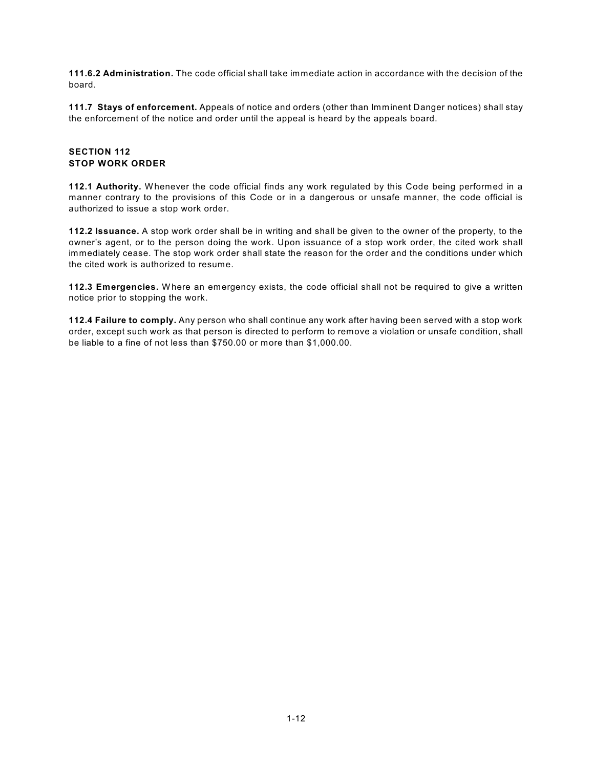**111.6.2 Administration.** The code official shall take immediate action in accordance with the decision of the board.

**111.7 Stays of enforcement.** Appeals of notice and orders (other than Imminent Danger notices) shall stay the enforcement of the notice and order until the appeal is heard by the appeals board.

## SECTION 112
## STOP WORK ORDER

**112.1 Authority.** Whenever the code official finds any work regulated by this Code being performed in a manner contrary to the provisions of this Code or in a dangerous or unsafe manner, the code official is authorized to issue a stop work order.

**112.2 Issuance.** A stop work order shall be in writing and shall be given to the owner of the property, to the owner's agent, or to the person doing the work. Upon issuance of a stop work order, the cited work shall immediately cease. The stop work order shall state the reason for the order and the conditions under which the cited work is authorized to resume.

**112.3 Emergencies.** Where an emergency exists, the code official shall not be required to give a written notice prior to stopping the work.

**112.4 Failure to comply.** Any person who shall continue any work after having been served with a stop work order, except such work as that person is directed to perform to remove a violation or unsafe condition, shall be liable to a fine of not less than $750.00 or more than $1,000.00.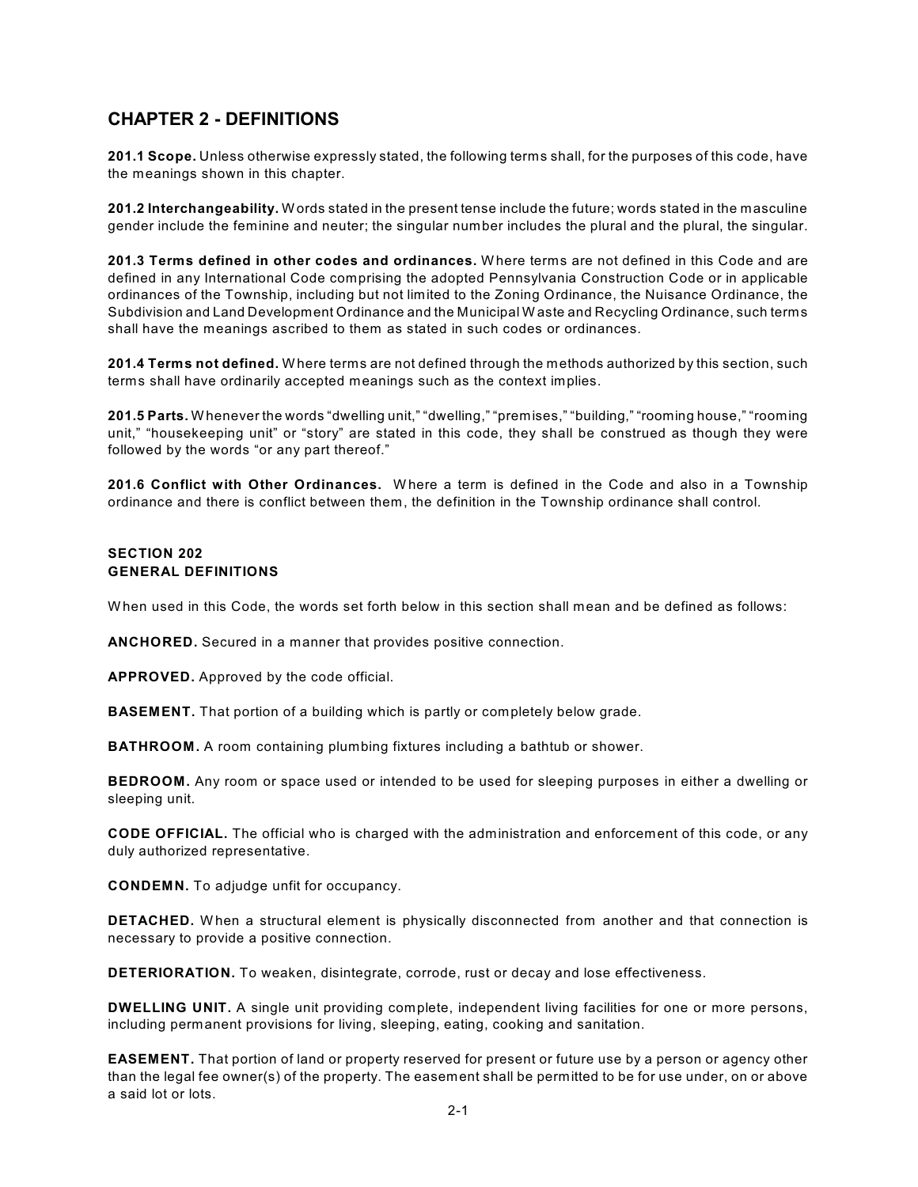## CHAPTER 2 - DEFINITIONS

**201.1 Scope.** Unless otherwise expressly stated, the following terms shall, for the purposes of this code, have the meanings shown in this chapter.

**201.2 Interchangeability.** Words stated in the present tense include the future; words stated in the masculine gender include the feminine and neuter; the singular number includes the plural and the plural, the singular.

**201.3 Terms defined in other codes and ordinances.** Where terms are not defined in this Code and are defined in any International Code comprising the adopted Pennsylvania Construction Code or in applicable ordinances of the Township, including but not limited to the Zoning Ordinance, the Nuisance Ordinance, the Subdivision and Land Development Ordinance and the Municipal Waste and Recycling Ordinance, such terms shall have the meanings ascribed to them as stated in such codes or ordinances.

**201.4 Terms not defined.** Where terms are not defined through the methods authorized by this section, such terms shall have ordinarily accepted meanings such as the context implies.

**201.5 Parts.** Whenever the words "dwelling unit," "dwelling," "premises," "building," "rooming house," "rooming unit," "housekeeping unit" or "story" are stated in this code, they shall be construed as though they were followed by the words "or any part thereof."

**201.6 Conflict with Other Ordinances.** Where a term is defined in the Code and also in a Township ordinance and there is conflict between them, the definition in the Township ordinance shall control.

### SECTION 202
### GENERAL DEFINITIONS

When used in this Code, the words set forth below in this section shall mean and be defined as follows:

**ANCHORED.** Secured in a manner that provides positive connection.

**APPROVED.** Approved by the code official.

**BASEMENT.** That portion of a building which is partly or completely below grade.

**BATHROOM.** A room containing plumbing fixtures including a bathtub or shower.

**BEDROOM.** Any room or space used or intended to be used for sleeping purposes in either a dwelling or sleeping unit.

**CODE OFFICIAL.** The official who is charged with the administration and enforcement of this code, or any duly authorized representative.

**CONDEMN.** To adjudge unfit for occupancy.

**DETACHED.** When a structural element is physically disconnected from another and that connection is necessary to provide a positive connection.

**DETERIORATION.** To weaken, disintegrate, corrode, rust or decay and lose effectiveness.

**DWELLING UNIT.** A single unit providing complete, independent living facilities for one or more persons, including permanent provisions for living, sleeping, eating, cooking and sanitation.

**EASEMENT.** That portion of land or property reserved for present or future use by a person or agency other than the legal fee owner(s) of the property. The easement shall be permitted to be for use under, on or above a said lot or lots.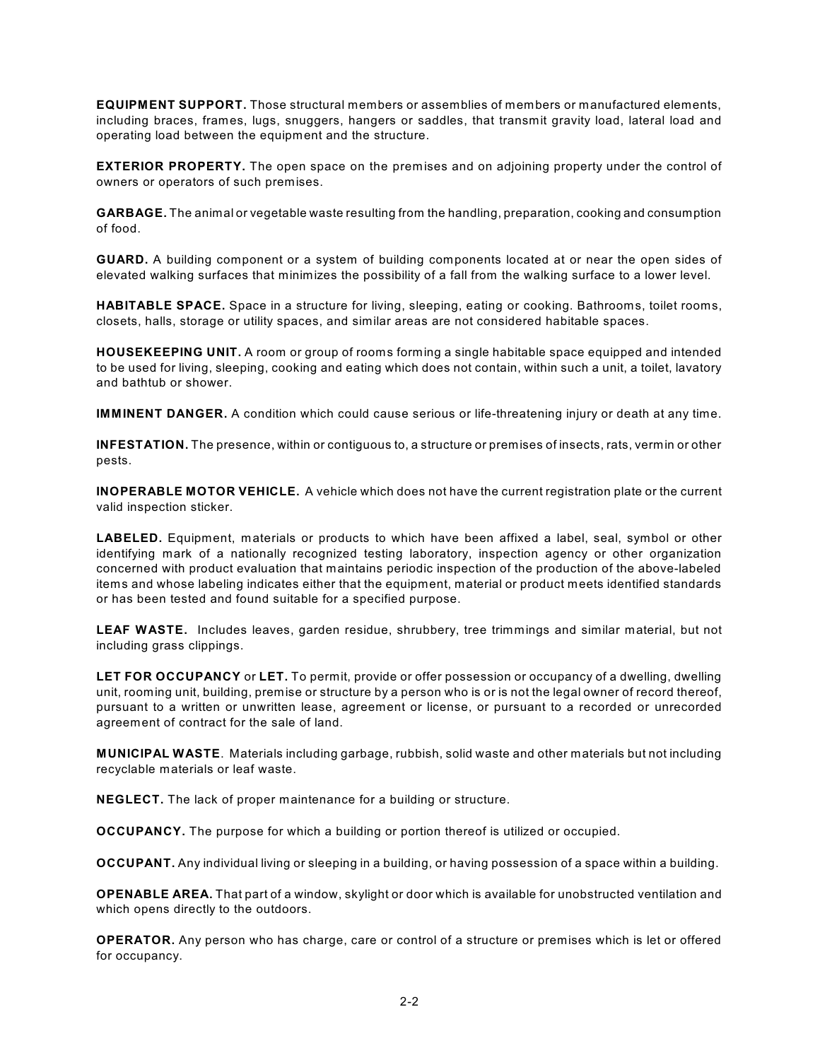**EQUIPMENT SUPPORT.** Those structural members or assemblies of members or manufactured elements, including braces, frames, lugs, snuggers, hangers or saddles, that transmit gravity load, lateral load and operating load between the equipment and the structure.

**EXTERIOR PROPERTY.** The open space on the premises and on adjoining property under the control of owners or operators of such premises.

**GARBAGE.** The animal or vegetable waste resulting from the handling, preparation, cooking and consumption of food.

**GUARD.** A building component or a system of building components located at or near the open sides of elevated walking surfaces that minimizes the possibility of a fall from the walking surface to a lower level.

**HABITABLE SPACE.** Space in a structure for living, sleeping, eating or cooking. Bathrooms, toilet rooms, closets, halls, storage or utility spaces, and similar areas are not considered habitable spaces.

**HOUSEKEEPING UNIT.** A room or group of rooms forming a single habitable space equipped and intended to be used for living, sleeping, cooking and eating which does not contain, within such a unit, a toilet, lavatory and bathtub or shower.

**IMMINENT DANGER.** A condition which could cause serious or life-threatening injury or death at any time.

**INFESTATION.** The presence, within or contiguous to, a structure or premises of insects, rats, vermin or other pests.

**INOPERABLE MOTOR VEHICLE.** A vehicle which does not have the current registration plate or the current valid inspection sticker.

**LABELED.** Equipment, materials or products to which have been affixed a label, seal, symbol or other identifying mark of a nationally recognized testing laboratory, inspection agency or other organization concerned with product evaluation that maintains periodic inspection of the production of the above-labeled items and whose labeling indicates either that the equipment, material or product meets identified standards or has been tested and found suitable for a specified purpose.

**LEAF WASTE.** Includes leaves, garden residue, shrubbery, tree trimmings and similar material, but not including grass clippings.

**LET FOR OCCUPANCY** or **LET.** To permit, provide or offer possession or occupancy of a dwelling, dwelling unit, rooming unit, building, premise or structure by a person who is or is not the legal owner of record thereof, pursuant to a written or unwritten lease, agreement or license, or pursuant to a recorded or unrecorded agreement of contract for the sale of land.

**MUNICIPAL WASTE**. Materials including garbage, rubbish, solid waste and other materials but not including recyclable materials or leaf waste.

**NEGLECT.** The lack of proper maintenance for a building or structure.

**OCCUPANCY.** The purpose for which a building or portion thereof is utilized or occupied.

**OCCUPANT.** Any individual living or sleeping in a building, or having possession of a space within a building.

**OPENABLE AREA.** That part of a window, skylight or door which is available for unobstructed ventilation and which opens directly to the outdoors.

**OPERATOR.** Any person who has charge, care or control of a structure or premises which is let or offered for occupancy.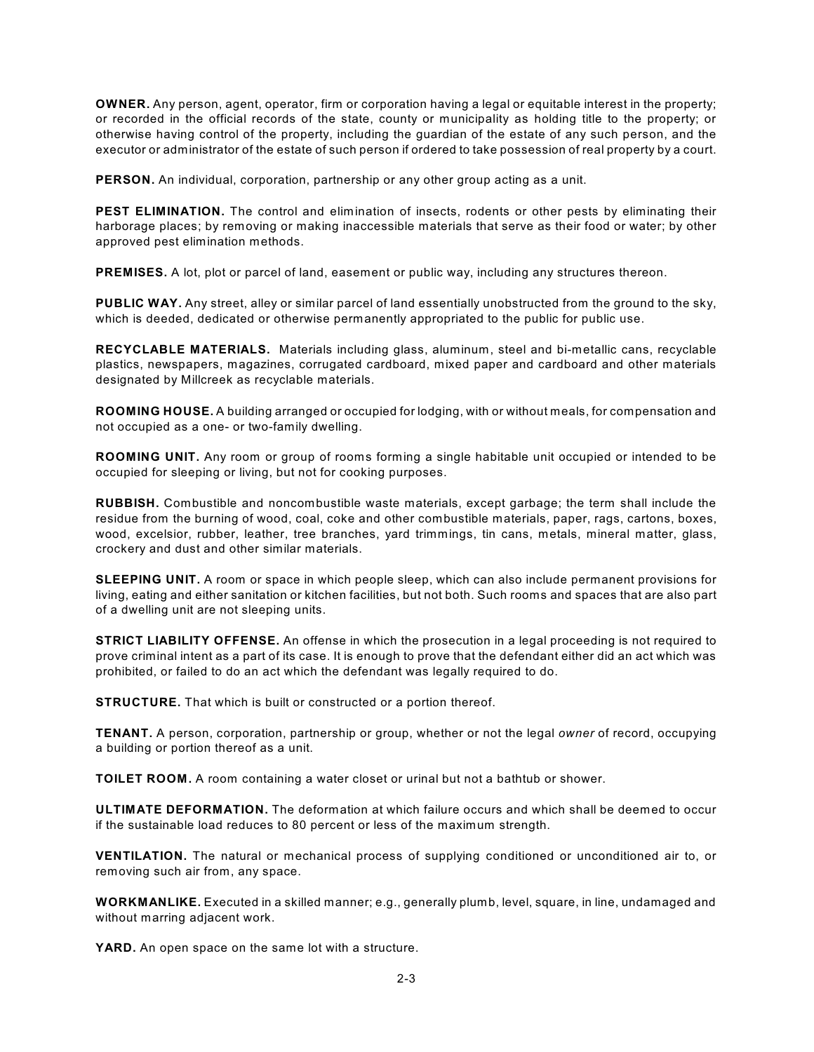**OWNER.** Any person, agent, operator, firm or corporation having a legal or equitable interest in the property; or recorded in the official records of the state, county or municipality as holding title to the property; or otherwise having control of the property, including the guardian of the estate of any such person, and the executor or administrator of the estate of such person if ordered to take possession of real property by a court.

**PERSON.** An individual, corporation, partnership or any other group acting as a unit.

**PEST ELIMINATION.** The control and elimination of insects, rodents or other pests by eliminating their harborage places; by removing or making inaccessible materials that serve as their food or water; by other approved pest elimination methods.

**PREMISES.** A lot, plot or parcel of land, easement or public way, including any structures thereon.

**PUBLIC WAY.** Any street, alley or similar parcel of land essentially unobstructed from the ground to the sky, which is deeded, dedicated or otherwise permanently appropriated to the public for public use.

**RECYCLABLE MATERIALS.** Materials including glass, aluminum, steel and bi-metallic cans, recyclable plastics, newspapers, magazines, corrugated cardboard, mixed paper and cardboard and other materials designated by Millcreek as recyclable materials.

**ROOMING HOUSE.** A building arranged or occupied for lodging, with or without meals, for compensation and not occupied as a one- or two-family dwelling.

**ROOMING UNIT.** Any room or group of rooms forming a single habitable unit occupied or intended to be occupied for sleeping or living, but not for cooking purposes.

**RUBBISH.** Combustible and noncombustible waste materials, except garbage; the term shall include the residue from the burning of wood, coal, coke and other combustible materials, paper, rags, cartons, boxes, wood, excelsior, rubber, leather, tree branches, yard trimmings, tin cans, metals, mineral matter, glass, crockery and dust and other similar materials.

**SLEEPING UNIT.** A room or space in which people sleep, which can also include permanent provisions for living, eating and either sanitation or kitchen facilities, but not both. Such rooms and spaces that are also part of a dwelling unit are not sleeping units.

**STRICT LIABILITY OFFENSE.** An offense in which the prosecution in a legal proceeding is not required to prove criminal intent as a part of its case. It is enough to prove that the defendant either did an act which was prohibited, or failed to do an act which the defendant was legally required to do.

**STRUCTURE.** That which is built or constructed or a portion thereof.

**TENANT.** A person, corporation, partnership or group, whether or not the legal *owner* of record, occupying a building or portion thereof as a unit.

**TOILET ROOM.** A room containing a water closet or urinal but not a bathtub or shower.

**ULTIMATE DEFORMATION.** The deformation at which failure occurs and which shall be deemed to occur if the sustainable load reduces to 80 percent or less of the maximum strength.

**VENTILATION.** The natural or mechanical process of supplying conditioned or unconditioned air to, or removing such air from, any space.

**WORKMANLIKE.** Executed in a skilled manner; e.g., generally plumb, level, square, in line, undamaged and without marring adjacent work.

**YARD.** An open space on the same lot with a structure.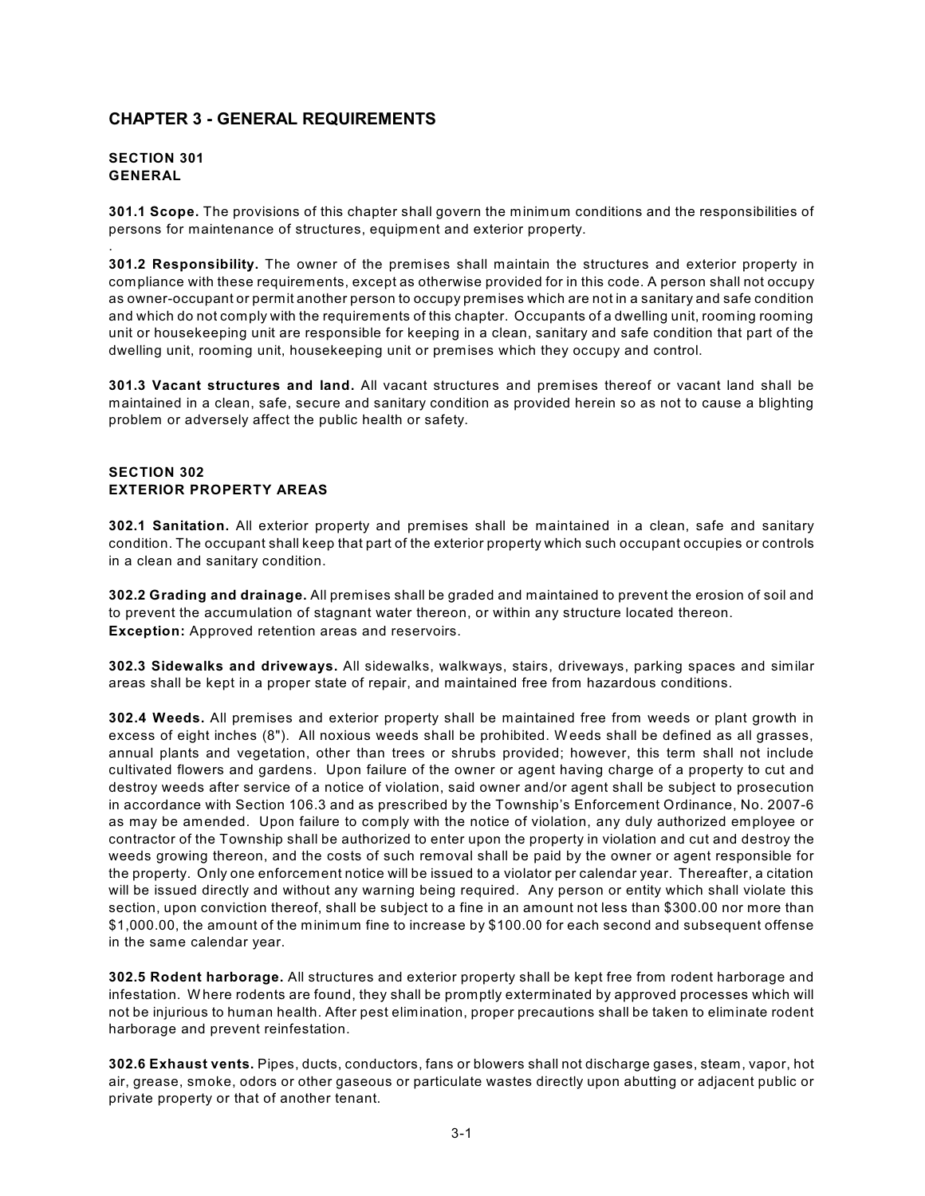# CHAPTER 3 - GENERAL REQUIREMENTS

## SECTION 301
## GENERAL

**301.1 Scope.** The provisions of this chapter shall govern the minimum conditions and the responsibilities of persons for maintenance of structures, equipment and exterior property.

.

**301.2 Responsibility.** The owner of the premises shall maintain the structures and exterior property in compliance with these requirements, except as otherwise provided for in this code. A person shall not occupy as owner-occupant or permit another person to occupy premises which are not in a sanitary and safe condition and which do not comply with the requirements of this chapter. Occupants of a dwelling unit, rooming rooming unit or housekeeping unit are responsible for keeping in a clean, sanitary and safe condition that part of the dwelling unit, rooming unit, housekeeping unit or premises which they occupy and control.

**301.3 Vacant structures and land.** All vacant structures and premises thereof or vacant land shall be maintained in a clean, safe, secure and sanitary condition as provided herein so as not to cause a blighting problem or adversely affect the public health or safety.

## SECTION 302
## EXTERIOR PROPERTY AREAS

**302.1 Sanitation.** All exterior property and premises shall be maintained in a clean, safe and sanitary condition. The occupant shall keep that part of the exterior property which such occupant occupies or controls in a clean and sanitary condition.

**302.2 Grading and drainage.** All premises shall be graded and maintained to prevent the erosion of soil and to prevent the accumulation of stagnant water thereon, or within any structure located thereon.
**Exception:** Approved retention areas and reservoirs.

**302.3 Sidewalks and driveways.** All sidewalks, walkways, stairs, driveways, parking spaces and similar areas shall be kept in a proper state of repair, and maintained free from hazardous conditions.

**302.4 Weeds.** All premises and exterior property shall be maintained free from weeds or plant growth in excess of eight inches (8"). All noxious weeds shall be prohibited. Weeds shall be defined as all grasses, annual plants and vegetation, other than trees or shrubs provided; however, this term shall not include cultivated flowers and gardens. Upon failure of the owner or agent having charge of a property to cut and destroy weeds after service of a notice of violation, said owner and/or agent shall be subject to prosecution in accordance with Section 106.3 and as prescribed by the Township's Enforcement Ordinance, No. 2007-6 as may be amended. Upon failure to comply with the notice of violation, any duly authorized employee or contractor of the Township shall be authorized to enter upon the property in violation and cut and destroy the weeds growing thereon, and the costs of such removal shall be paid by the owner or agent responsible for the property. Only one enforcement notice will be issued to a violator per calendar year. Thereafter, a citation will be issued directly and without any warning being required. Any person or entity which shall violate this section, upon conviction thereof, shall be subject to a fine in an amount not less than $300.00 nor more than $1,000.00, the amount of the minimum fine to increase by $100.00 for each second and subsequent offense in the same calendar year.

**302.5 Rodent harborage.** All structures and exterior property shall be kept free from rodent harborage and infestation. Where rodents are found, they shall be promptly exterminated by approved processes which will not be injurious to human health. After pest elimination, proper precautions shall be taken to eliminate rodent harborage and prevent reinfestation.

**302.6 Exhaust vents.** Pipes, ducts, conductors, fans or blowers shall not discharge gases, steam, vapor, hot air, grease, smoke, odors or other gaseous or particulate wastes directly upon abutting or adjacent public or private property or that of another tenant.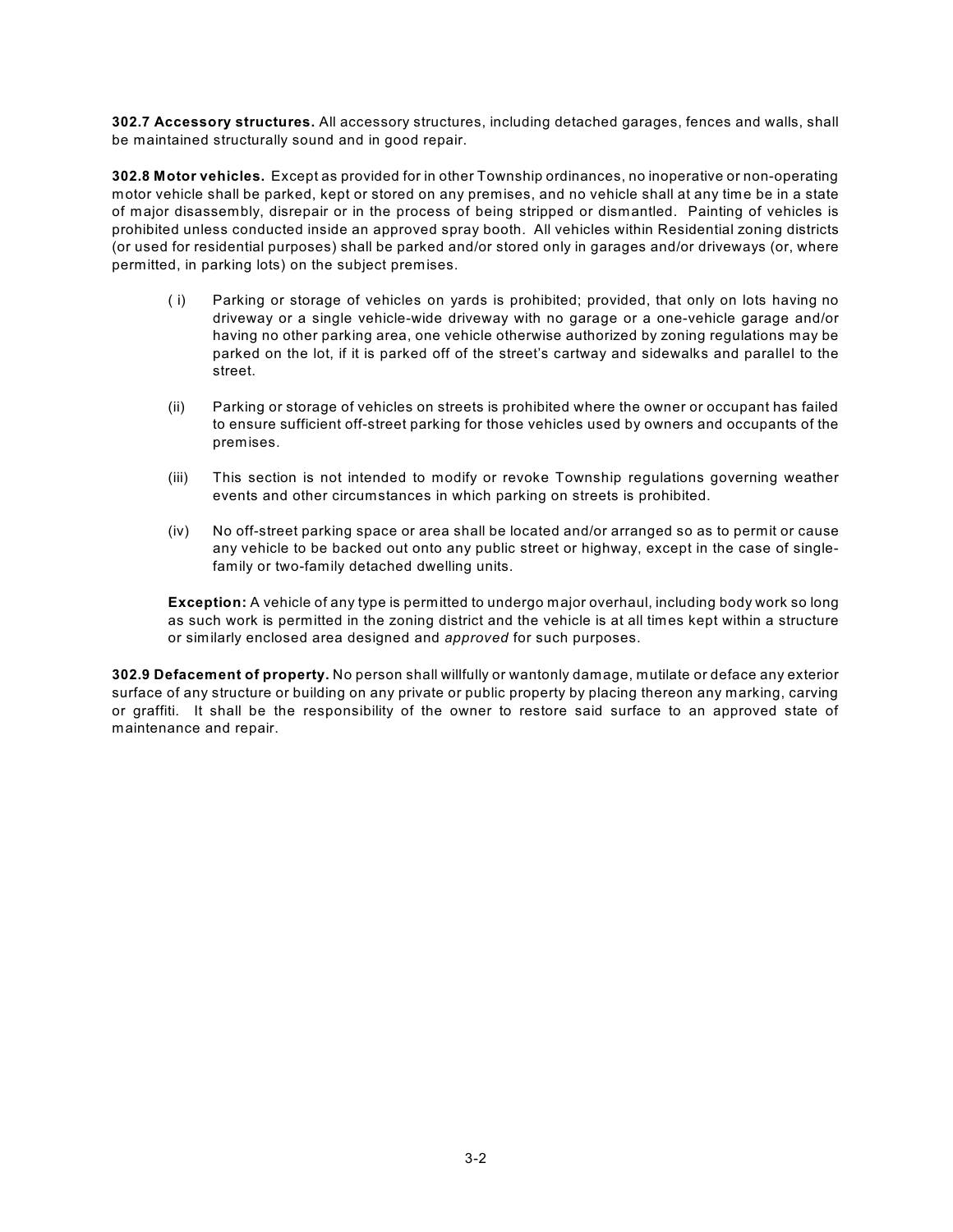**302.7 Accessory structures.** All accessory structures, including detached garages, fences and walls, shall be maintained structurally sound and in good repair.

**302.8 Motor vehicles.** Except as provided for in other Township ordinances, no inoperative or non-operating motor vehicle shall be parked, kept or stored on any premises, and no vehicle shall at any time be in a state of major disassembly, disrepair or in the process of being stripped or dismantled. Painting of vehicles is prohibited unless conducted inside an approved spray booth. All vehicles within Residential zoning districts (or used for residential purposes) shall be parked and/or stored only in garages and/or driveways (or, where permitted, in parking lots) on the subject premises.

( i) Parking or storage of vehicles on yards is prohibited; provided, that only on lots having no driveway or a single vehicle-wide driveway with no garage or a one-vehicle garage and/or having no other parking area, one vehicle otherwise authorized by zoning regulations may be parked on the lot, if it is parked off of the street's cartway and sidewalks and parallel to the street.

(ii) Parking or storage of vehicles on streets is prohibited where the owner or occupant has failed to ensure sufficient off-street parking for those vehicles used by owners and occupants of the premises.

(iii) This section is not intended to modify or revoke Township regulations governing weather events and other circumstances in which parking on streets is prohibited.

(iv) No off-street parking space or area shall be located and/or arranged so as to permit or cause any vehicle to be backed out onto any public street or highway, except in the case of single-family or two-family detached dwelling units.

**Exception:** A vehicle of any type is permitted to undergo major overhaul, including body work so long as such work is permitted in the zoning district and the vehicle is at all times kept within a structure or similarly enclosed area designed and *approved* for such purposes.

**302.9 Defacement of property.** No person shall willfully or wantonly damage, mutilate or deface any exterior surface of any structure or building on any private or public property by placing thereon any marking, carving or graffiti. It shall be the responsibility of the owner to restore said surface to an approved state of maintenance and repair.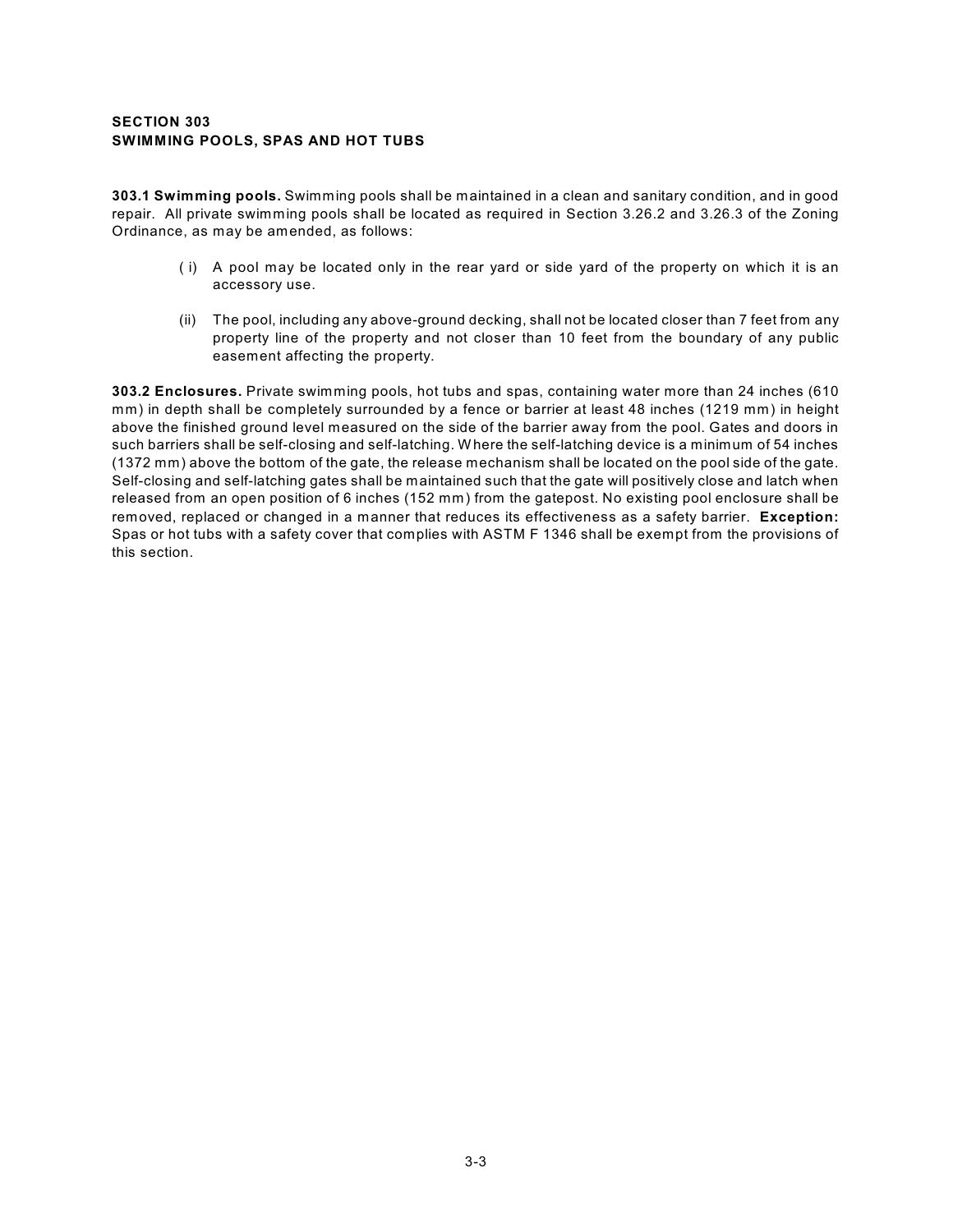## SECTION 303
## SWIMMING POOLS, SPAS AND HOT TUBS

**303.1 Swimming pools.** Swimming pools shall be maintained in a clean and sanitary condition, and in good repair. All private swimming pools shall be located as required in Section 3.26.2 and 3.26.3 of the Zoning Ordinance, as may be amended, as follows:

( i) A pool may be located only in the rear yard or side yard of the property on which it is an accessory use.

(ii) The pool, including any above-ground decking, shall not be located closer than 7 feet from any property line of the property and not closer than 10 feet from the boundary of any public easement affecting the property.

**303.2 Enclosures.** Private swimming pools, hot tubs and spas, containing water more than 24 inches (610 mm) in depth shall be completely surrounded by a fence or barrier at least 48 inches (1219 mm) in height above the finished ground level measured on the side of the barrier away from the pool. Gates and doors in such barriers shall be self-closing and self-latching. Where the self-latching device is a minimum of 54 inches (1372 mm) above the bottom of the gate, the release mechanism shall be located on the pool side of the gate. Self-closing and self-latching gates shall be maintained such that the gate will positively close and latch when released from an open position of 6 inches (152 mm) from the gatepost. No existing pool enclosure shall be removed, replaced or changed in a manner that reduces its effectiveness as a safety barrier. **Exception:** Spas or hot tubs with a safety cover that complies with ASTM F 1346 shall be exempt from the provisions of this section.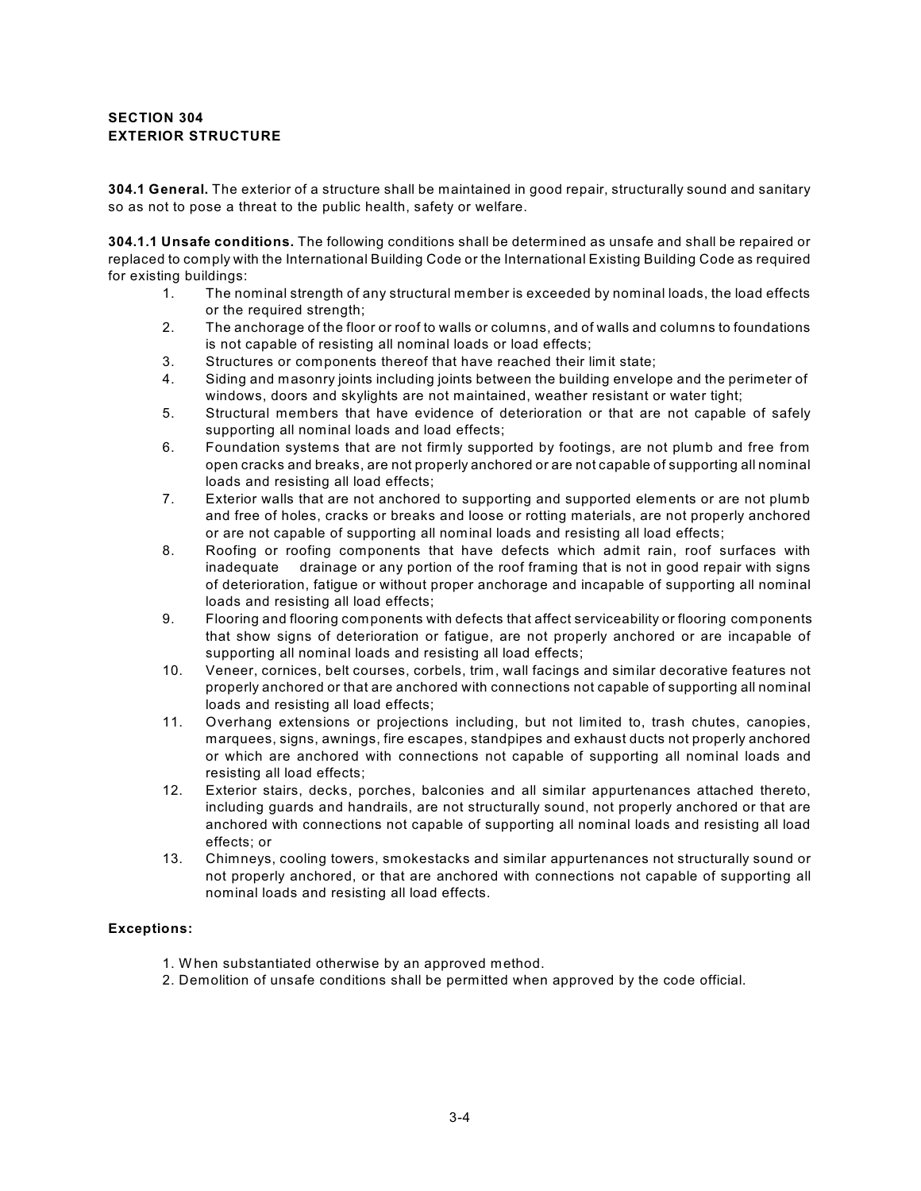## SECTION 304
## EXTERIOR STRUCTURE

**304.1 General.** The exterior of a structure shall be maintained in good repair, structurally sound and sanitary so as not to pose a threat to the public health, safety or welfare.

**304.1.1 Unsafe conditions.** The following conditions shall be determined as unsafe and shall be repaired or replaced to comply with the International Building Code or the International Existing Building Code as required for existing buildings:

1. The nominal strength of any structural member is exceeded by nominal loads, the load effects or the required strength;
2. The anchorage of the floor or roof to walls or columns, and of walls and columns to foundations is not capable of resisting all nominal loads or load effects;
3. Structures or components thereof that have reached their limit state;
4. Siding and masonry joints including joints between the building envelope and the perimeter of windows, doors and skylights are not maintained, weather resistant or water tight;
5. Structural members that have evidence of deterioration or that are not capable of safely supporting all nominal loads and load effects;
6. Foundation systems that are not firmly supported by footings, are not plumb and free from open cracks and breaks, are not properly anchored or are not capable of supporting all nominal loads and resisting all load effects;
7. Exterior walls that are not anchored to supporting and supported elements or are not plumb and free of holes, cracks or breaks and loose or rotting materials, are not properly anchored or are not capable of supporting all nominal loads and resisting all load effects;
8. Roofing or roofing components that have defects which admit rain, roof surfaces with inadequate drainage or any portion of the roof framing that is not in good repair with signs of deterioration, fatigue or without proper anchorage and incapable of supporting all nominal loads and resisting all load effects;
9. Flooring and flooring components with defects that affect serviceability or flooring components that show signs of deterioration or fatigue, are not properly anchored or are incapable of supporting all nominal loads and resisting all load effects;
10. Veneer, cornices, belt courses, corbels, trim, wall facings and similar decorative features not properly anchored or that are anchored with connections not capable of supporting all nominal loads and resisting all load effects;
11. Overhang extensions or projections including, but not limited to, trash chutes, canopies, marquees, signs, awnings, fire escapes, standpipes and exhaust ducts not properly anchored or which are anchored with connections not capable of supporting all nominal loads and resisting all load effects;
12. Exterior stairs, decks, porches, balconies and all similar appurtenances attached thereto, including guards and handrails, are not structurally sound, not properly anchored or that are anchored with connections not capable of supporting all nominal loads and resisting all load effects; or
13. Chimneys, cooling towers, smokestacks and similar appurtenances not structurally sound or not properly anchored, or that are anchored with connections not capable of supporting all nominal loads and resisting all load effects.

**Exceptions:**

1. When substantiated otherwise by an approved method.
2. Demolition of unsafe conditions shall be permitted when approved by the code official.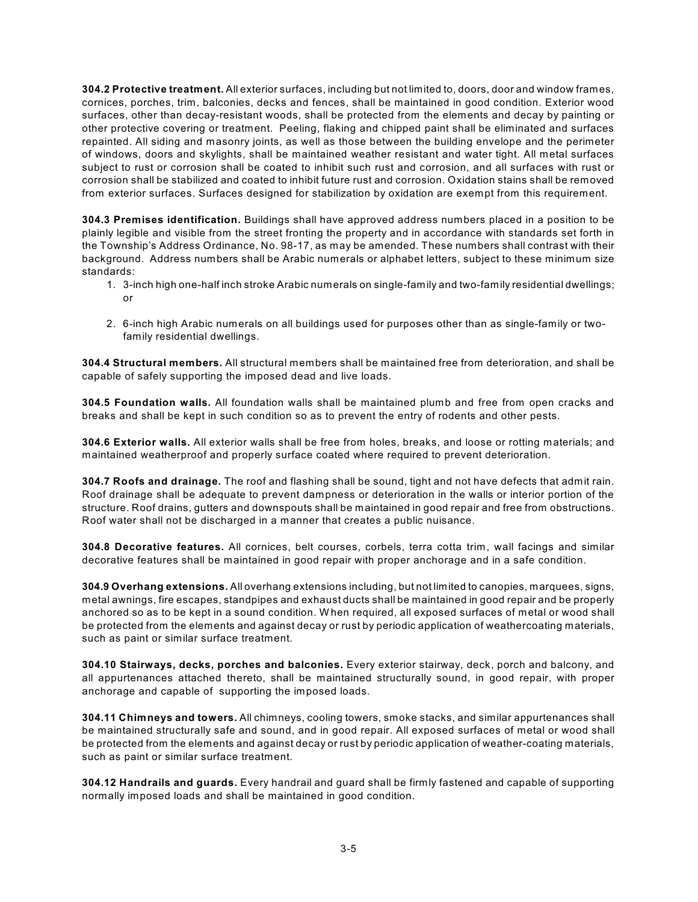**304.2 Protective treatment.** All exterior surfaces, including but not limited to, doors, door and window frames, cornices, porches, trim, balconies, decks and fences, shall be maintained in good condition. Exterior wood surfaces, other than decay-resistant woods, shall be protected from the elements and decay by painting or other protective covering or treatment. Peeling, flaking and chipped paint shall be eliminated and surfaces repainted. All siding and masonry joints, as well as those between the building envelope and the perimeter of windows, doors and skylights, shall be maintained weather resistant and water tight. All metal surfaces subject to rust or corrosion shall be coated to inhibit such rust and corrosion, and all surfaces with rust or corrosion shall be stabilized and coated to inhibit future rust and corrosion. Oxidation stains shall be removed from exterior surfaces. Surfaces designed for stabilization by oxidation are exempt from this requirement.

**304.3 Premises identification.** Buildings shall have approved address numbers placed in a position to be plainly legible and visible from the street fronting the property and in accordance with standards set forth in the Township's Address Ordinance, No. 98-17, as may be amended. These numbers shall contrast with their background. Address numbers shall be Arabic numerals or alphabet letters, subject to these minimum size standards:

1. 3-inch high one-half inch stroke Arabic numerals on single-family and two-family residential dwellings; or

2. 6-inch high Arabic numerals on all buildings used for purposes other than as single-family or two-family residential dwellings.

**304.4 Structural members.** All structural members shall be maintained free from deterioration, and shall be capable of safely supporting the imposed dead and live loads.

**304.5 Foundation walls.** All foundation walls shall be maintained plumb and free from open cracks and breaks and shall be kept in such condition so as to prevent the entry of rodents and other pests.

**304.6 Exterior walls.** All exterior walls shall be free from holes, breaks, and loose or rotting materials; and maintained weatherproof and properly surface coated where required to prevent deterioration.

**304.7 Roofs and drainage.** The roof and flashing shall be sound, tight and not have defects that admit rain. Roof drainage shall be adequate to prevent dampness or deterioration in the walls or interior portion of the structure. Roof drains, gutters and downspouts shall be maintained in good repair and free from obstructions. Roof water shall not be discharged in a manner that creates a public nuisance.

**304.8 Decorative features.** All cornices, belt courses, corbels, terra cotta trim, wall facings and similar decorative features shall be maintained in good repair with proper anchorage and in a safe condition.

**304.9 Overhang extensions.** All overhang extensions including, but not limited to canopies, marquees, signs, metal awnings, fire escapes, standpipes and exhaust ducts shall be maintained in good repair and be properly anchored so as to be kept in a sound condition. When required, all exposed surfaces of metal or wood shall be protected from the elements and against decay or rust by periodic application of weathercoating materials, such as paint or similar surface treatment.

**304.10 Stairways, decks, porches and balconies.** Every exterior stairway, deck, porch and balcony, and all appurtenances attached thereto, shall be maintained structurally sound, in good repair, with proper anchorage and capable of supporting the imposed loads.

**304.11 Chimneys and towers.** All chimneys, cooling towers, smoke stacks, and similar appurtenances shall be maintained structurally safe and sound, and in good repair. All exposed surfaces of metal or wood shall be protected from the elements and against decay or rust by periodic application of weather-coating materials, such as paint or similar surface treatment.

**304.12 Handrails and guards.** Every handrail and guard shall be firmly fastened and capable of supporting normally imposed loads and shall be maintained in good condition.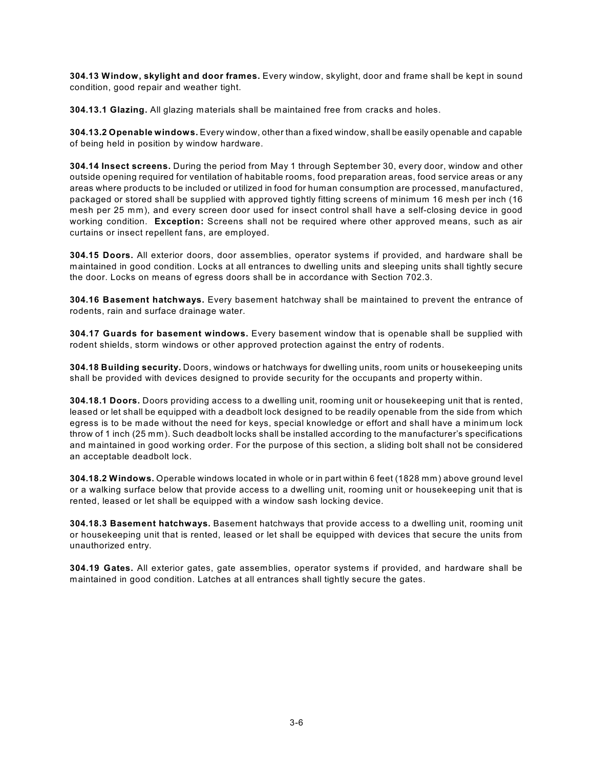**304.13 Window, skylight and door frames.** Every window, skylight, door and frame shall be kept in sound condition, good repair and weather tight.

**304.13.1 Glazing.** All glazing materials shall be maintained free from cracks and holes.

**304.13.2 Openable windows.** Every window, other than a fixed window, shall be easily openable and capable of being held in position by window hardware.

**304.14 Insect screens.** During the period from May 1 through September 30, every door, window and other outside opening required for ventilation of habitable rooms, food preparation areas, food service areas or any areas where products to be included or utilized in food for human consumption are processed, manufactured, packaged or stored shall be supplied with approved tightly fitting screens of minimum 16 mesh per inch (16 mesh per 25 mm), and every screen door used for insect control shall have a self-closing device in good working condition. **Exception:** Screens shall not be required where other approved means, such as air curtains or insect repellent fans, are employed.

**304.15 Doors.** All exterior doors, door assemblies, operator systems if provided, and hardware shall be maintained in good condition. Locks at all entrances to dwelling units and sleeping units shall tightly secure the door. Locks on means of egress doors shall be in accordance with Section 702.3.

**304.16 Basement hatchways.** Every basement hatchway shall be maintained to prevent the entrance of rodents, rain and surface drainage water.

**304.17 Guards for basement windows.** Every basement window that is openable shall be supplied with rodent shields, storm windows or other approved protection against the entry of rodents.

**304.18 Building security.** Doors, windows or hatchways for dwelling units, room units or housekeeping units shall be provided with devices designed to provide security for the occupants and property within.

**304.18.1 Doors.** Doors providing access to a dwelling unit, rooming unit or housekeeping unit that is rented, leased or let shall be equipped with a deadbolt lock designed to be readily openable from the side from which egress is to be made without the need for keys, special knowledge or effort and shall have a minimum lock throw of 1 inch (25 mm). Such deadbolt locks shall be installed according to the manufacturer's specifications and maintained in good working order. For the purpose of this section, a sliding bolt shall not be considered an acceptable deadbolt lock.

**304.18.2 Windows.** Operable windows located in whole or in part within 6 feet (1828 mm) above ground level or a walking surface below that provide access to a dwelling unit, rooming unit or housekeeping unit that is rented, leased or let shall be equipped with a window sash locking device.

**304.18.3 Basement hatchways.** Basement hatchways that provide access to a dwelling unit, rooming unit or housekeeping unit that is rented, leased or let shall be equipped with devices that secure the units from unauthorized entry.

**304.19 Gates.** All exterior gates, gate assemblies, operator systems if provided, and hardware shall be maintained in good condition. Latches at all entrances shall tightly secure the gates.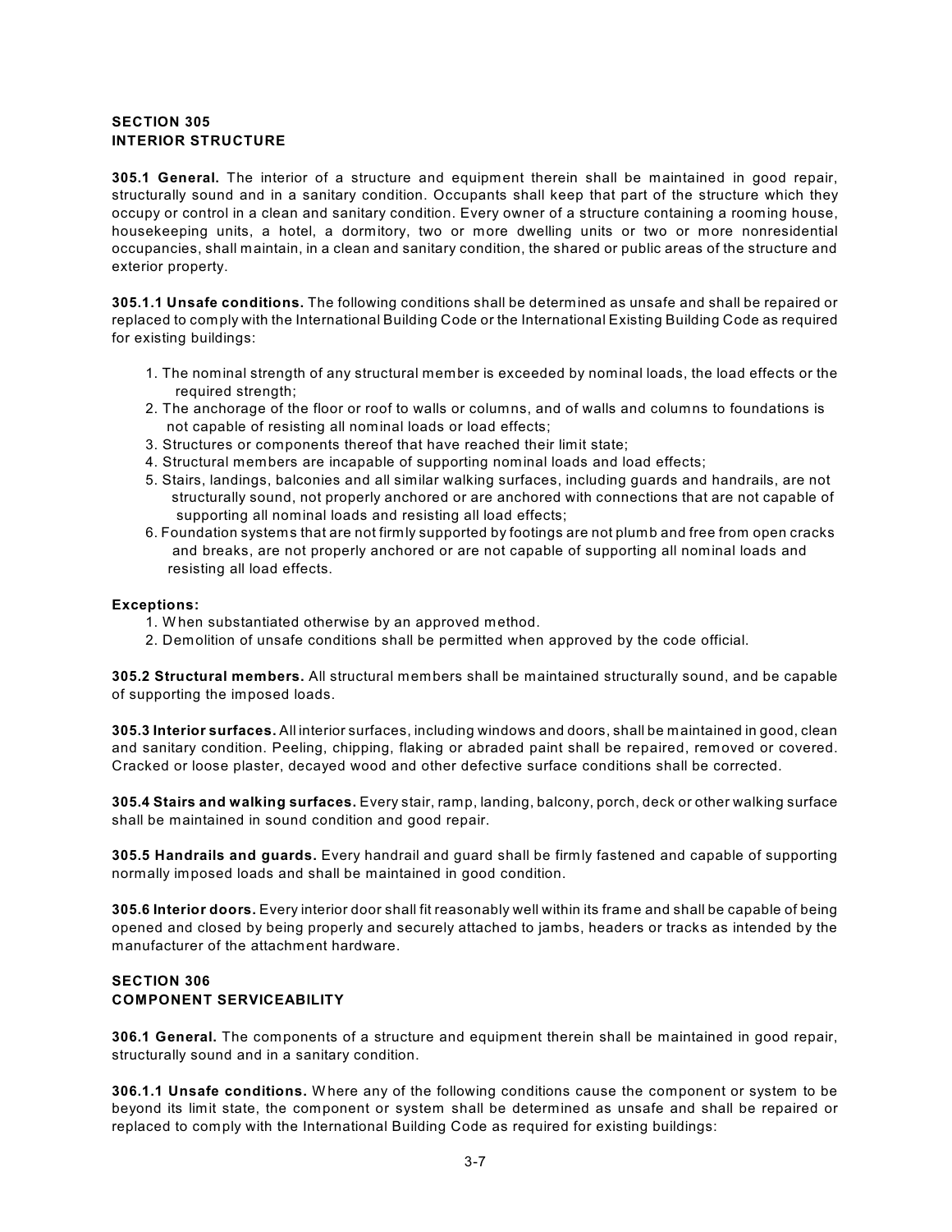## SECTION 305
## INTERIOR STRUCTURE

**305.1 General.** The interior of a structure and equipment therein shall be maintained in good repair, structurally sound and in a sanitary condition. Occupants shall keep that part of the structure which they occupy or control in a clean and sanitary condition. Every owner of a structure containing a rooming house, housekeeping units, a hotel, a dormitory, two or more dwelling units or two or more nonresidential occupancies, shall maintain, in a clean and sanitary condition, the shared or public areas of the structure and exterior property.

**305.1.1 Unsafe conditions.** The following conditions shall be determined as unsafe and shall be repaired or replaced to comply with the International Building Code or the International Existing Building Code as required for existing buildings:

1. The nominal strength of any structural member is exceeded by nominal loads, the load effects or the required strength;
2. The anchorage of the floor or roof to walls or columns, and of walls and columns to foundations is not capable of resisting all nominal loads or load effects;
3. Structures or components thereof that have reached their limit state;
4. Structural members are incapable of supporting nominal loads and load effects;
5. Stairs, landings, balconies and all similar walking surfaces, including guards and handrails, are not structurally sound, not properly anchored or are anchored with connections that are not capable of supporting all nominal loads and resisting all load effects;
6. Foundation systems that are not firmly supported by footings are not plumb and free from open cracks and breaks, are not properly anchored or are not capable of supporting all nominal loads and resisting all load effects.

**Exceptions:**

1. When substantiated otherwise by an approved method.
2. Demolition of unsafe conditions shall be permitted when approved by the code official.

**305.2 Structural members.** All structural members shall be maintained structurally sound, and be capable of supporting the imposed loads.

**305.3 Interior surfaces.** All interior surfaces, including windows and doors, shall be maintained in good, clean and sanitary condition. Peeling, chipping, flaking or abraded paint shall be repaired, removed or covered. Cracked or loose plaster, decayed wood and other defective surface conditions shall be corrected.

**305.4 Stairs and walking surfaces.** Every stair, ramp, landing, balcony, porch, deck or other walking surface shall be maintained in sound condition and good repair.

**305.5 Handrails and guards.** Every handrail and guard shall be firmly fastened and capable of supporting normally imposed loads and shall be maintained in good condition.

**305.6 Interior doors.** Every interior door shall fit reasonably well within its frame and shall be capable of being opened and closed by being properly and securely attached to jambs, headers or tracks as intended by the manufacturer of the attachment hardware.

## SECTION 306
## COMPONENT SERVICEABILITY

**306.1 General.** The components of a structure and equipment therein shall be maintained in good repair, structurally sound and in a sanitary condition.

**306.1.1 Unsafe conditions.** Where any of the following conditions cause the component or system to be beyond its limit state, the component or system shall be determined as unsafe and shall be repaired or replaced to comply with the International Building Code as required for existing buildings: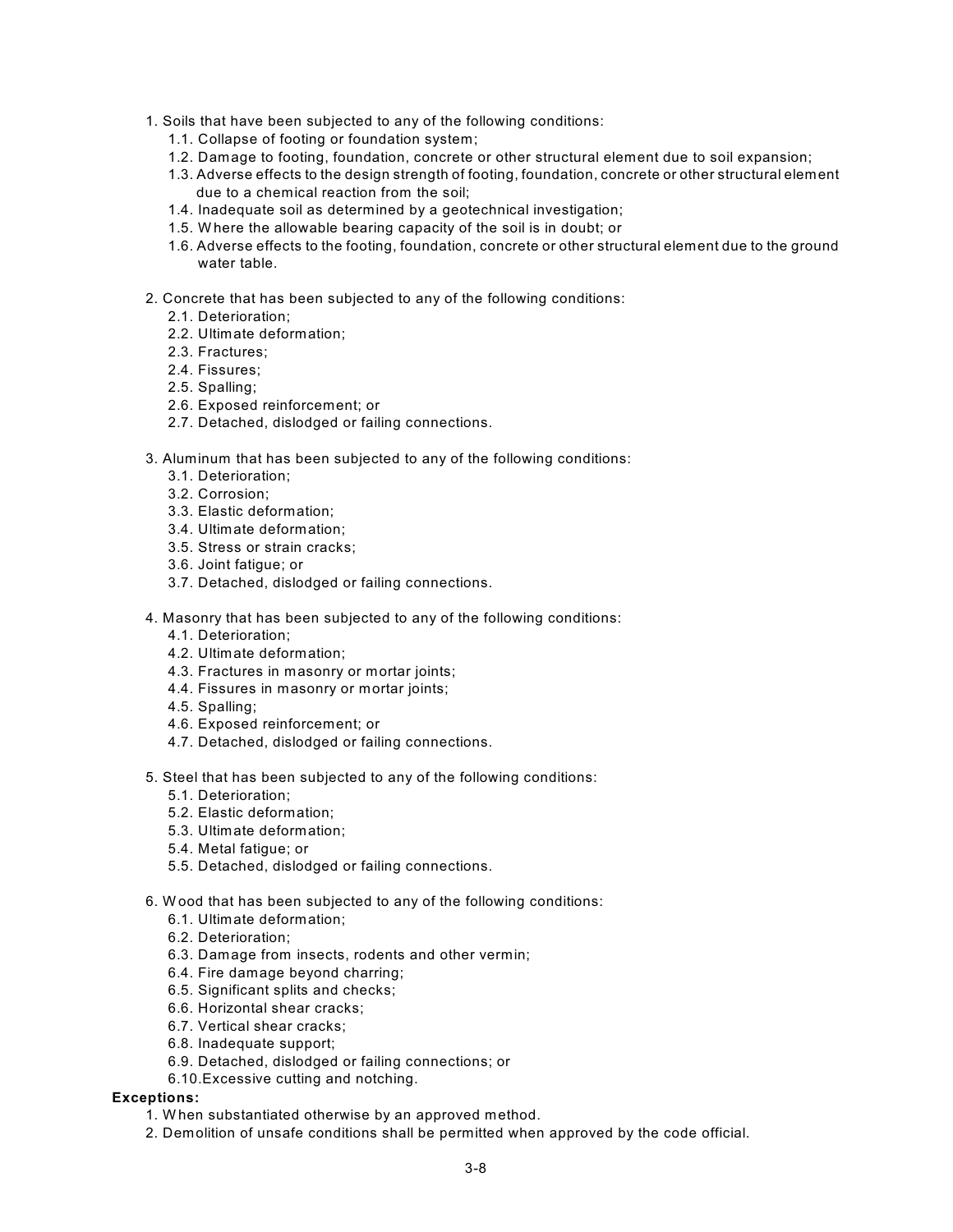1. Soils that have been subjected to any of the following conditions:
   1.1. Collapse of footing or foundation system;
   1.2. Damage to footing, foundation, concrete or other structural element due to soil expansion;
   1.3. Adverse effects to the design strength of footing, foundation, concrete or other structural element due to a chemical reaction from the soil;
   1.4. Inadequate soil as determined by a geotechnical investigation;
   1.5. Where the allowable bearing capacity of the soil is in doubt; or
   1.6. Adverse effects to the footing, foundation, concrete or other structural element due to the ground water table.

2. Concrete that has been subjected to any of the following conditions:
   2.1. Deterioration;
   2.2. Ultimate deformation;
   2.3. Fractures;
   2.4. Fissures;
   2.5. Spalling;
   2.6. Exposed reinforcement; or
   2.7. Detached, dislodged or failing connections.

3. Aluminum that has been subjected to any of the following conditions:
   3.1. Deterioration;
   3.2. Corrosion;
   3.3. Elastic deformation;
   3.4. Ultimate deformation;
   3.5. Stress or strain cracks;
   3.6. Joint fatigue; or
   3.7. Detached, dislodged or failing connections.

4. Masonry that has been subjected to any of the following conditions:
   4.1. Deterioration;
   4.2. Ultimate deformation;
   4.3. Fractures in masonry or mortar joints;
   4.4. Fissures in masonry or mortar joints;
   4.5. Spalling;
   4.6. Exposed reinforcement; or
   4.7. Detached, dislodged or failing connections.

5. Steel that has been subjected to any of the following conditions:
   5.1. Deterioration;
   5.2. Elastic deformation;
   5.3. Ultimate deformation;
   5.4. Metal fatigue; or
   5.5. Detached, dislodged or failing connections.

6. Wood that has been subjected to any of the following conditions:
   6.1. Ultimate deformation;
   6.2. Deterioration;
   6.3. Damage from insects, rodents and other vermin;
   6.4. Fire damage beyond charring;
   6.5. Significant splits and checks;
   6.6. Horizontal shear cracks;
   6.7. Vertical shear cracks;
   6.8. Inadequate support;
   6.9. Detached, dislodged or failing connections; or
   6.10. Excessive cutting and notching.

**Exceptions:**

1. When substantiated otherwise by an approved method.
2. Demolition of unsafe conditions shall be permitted when approved by the code official.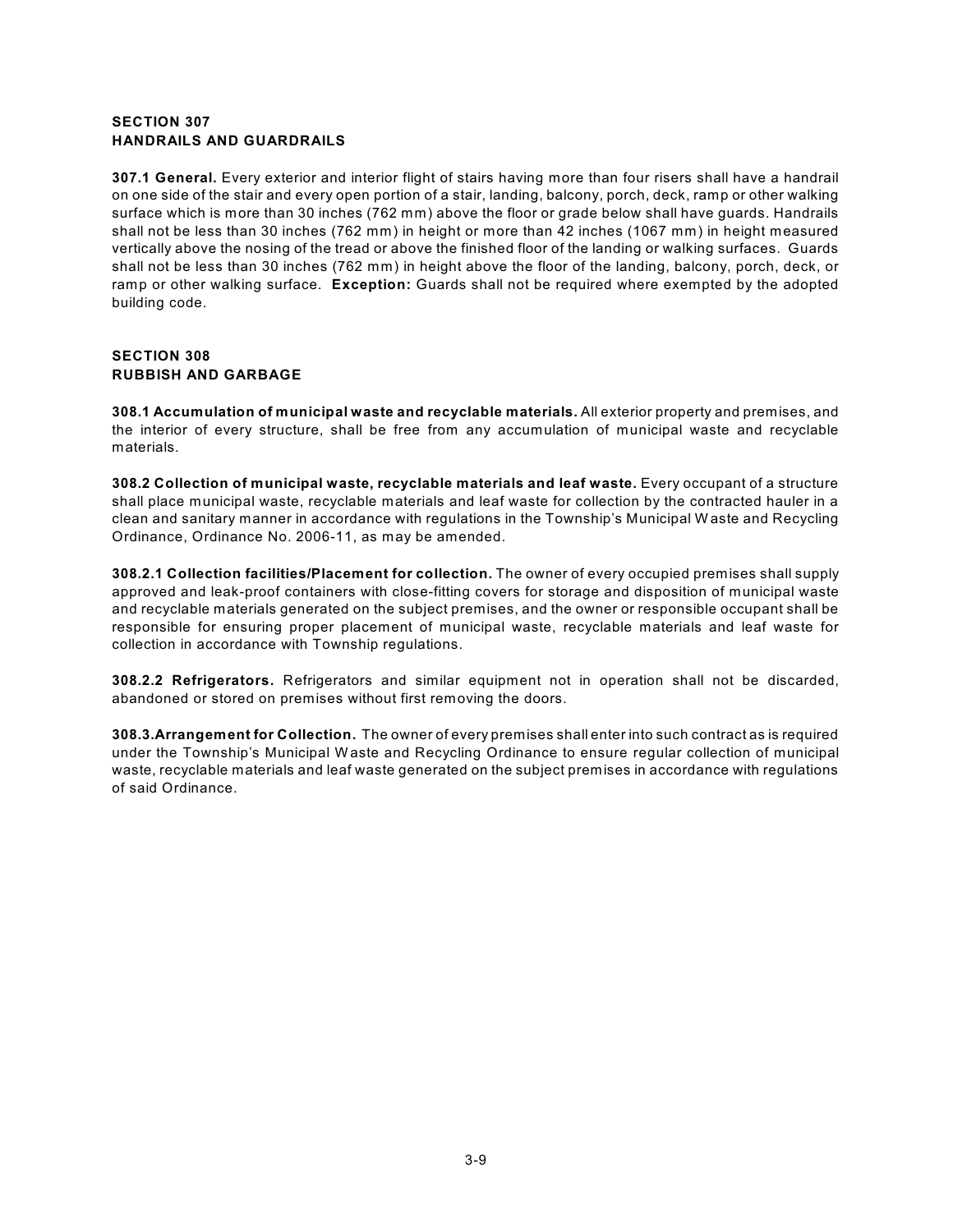## SECTION 307
## HANDRAILS AND GUARDRAILS

**307.1 General.** Every exterior and interior flight of stairs having more than four risers shall have a handrail on one side of the stair and every open portion of a stair, landing, balcony, porch, deck, ramp or other walking surface which is more than 30 inches (762 mm) above the floor or grade below shall have guards. Handrails shall not be less than 30 inches (762 mm) in height or more than 42 inches (1067 mm) in height measured vertically above the nosing of the tread or above the finished floor of the landing or walking surfaces. Guards shall not be less than 30 inches (762 mm) in height above the floor of the landing, balcony, porch, deck, or ramp or other walking surface. **Exception:** Guards shall not be required where exempted by the adopted building code.

## SECTION 308
## RUBBISH AND GARBAGE

**308.1 Accumulation of municipal waste and recyclable materials.** All exterior property and premises, and the interior of every structure, shall be free from any accumulation of municipal waste and recyclable materials.

**308.2 Collection of municipal waste, recyclable materials and leaf waste.** Every occupant of a structure shall place municipal waste, recyclable materials and leaf waste for collection by the contracted hauler in a clean and sanitary manner in accordance with regulations in the Township's Municipal Waste and Recycling Ordinance, Ordinance No. 2006-11, as may be amended.

**308.2.1 Collection facilities/Placement for collection.** The owner of every occupied premises shall supply approved and leak-proof containers with close-fitting covers for storage and disposition of municipal waste and recyclable materials generated on the subject premises, and the owner or responsible occupant shall be responsible for ensuring proper placement of municipal waste, recyclable materials and leaf waste for collection in accordance with Township regulations.

**308.2.2 Refrigerators.** Refrigerators and similar equipment not in operation shall not be discarded, abandoned or stored on premises without first removing the doors.

**308.3.Arrangement for Collection.** The owner of every premises shall enter into such contract as is required under the Township's Municipal Waste and Recycling Ordinance to ensure regular collection of municipal waste, recyclable materials and leaf waste generated on the subject premises in accordance with regulations of said Ordinance.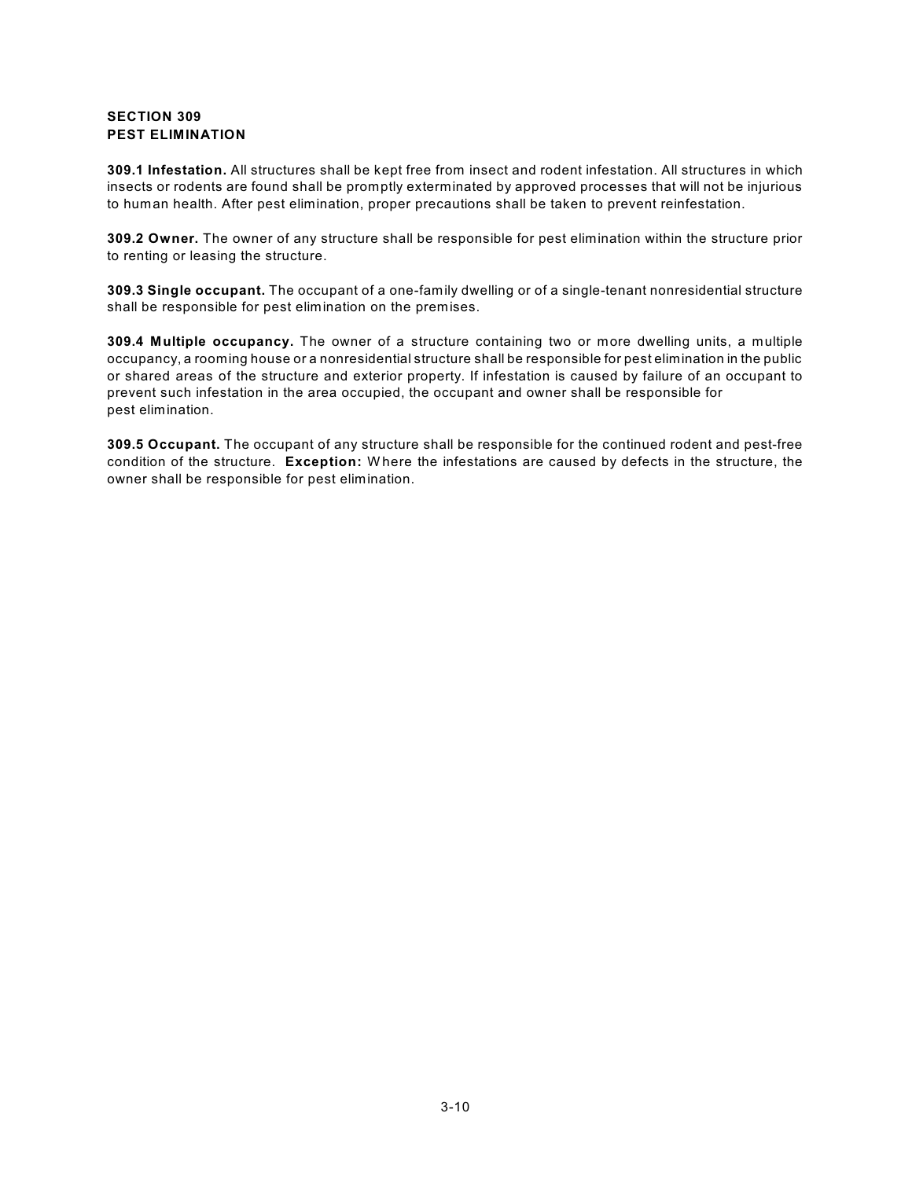## SECTION 309
## PEST ELIMINATION

**309.1 Infestation.** All structures shall be kept free from insect and rodent infestation. All structures in which insects or rodents are found shall be promptly exterminated by approved processes that will not be injurious to human health. After pest elimination, proper precautions shall be taken to prevent reinfestation.

**309.2 Owner.** The owner of any structure shall be responsible for pest elimination within the structure prior to renting or leasing the structure.

**309.3 Single occupant.** The occupant of a one-family dwelling or of a single-tenant nonresidential structure shall be responsible for pest elimination on the premises.

**309.4 Multiple occupancy.** The owner of a structure containing two or more dwelling units, a multiple occupancy, a rooming house or a nonresidential structure shall be responsible for pest elimination in the public or shared areas of the structure and exterior property. If infestation is caused by failure of an occupant to prevent such infestation in the area occupied, the occupant and owner shall be responsible for pest elimination.

**309.5 Occupant.** The occupant of any structure shall be responsible for the continued rodent and pest-free condition of the structure. **Exception:** Where the infestations are caused by defects in the structure, the owner shall be responsible for pest elimination.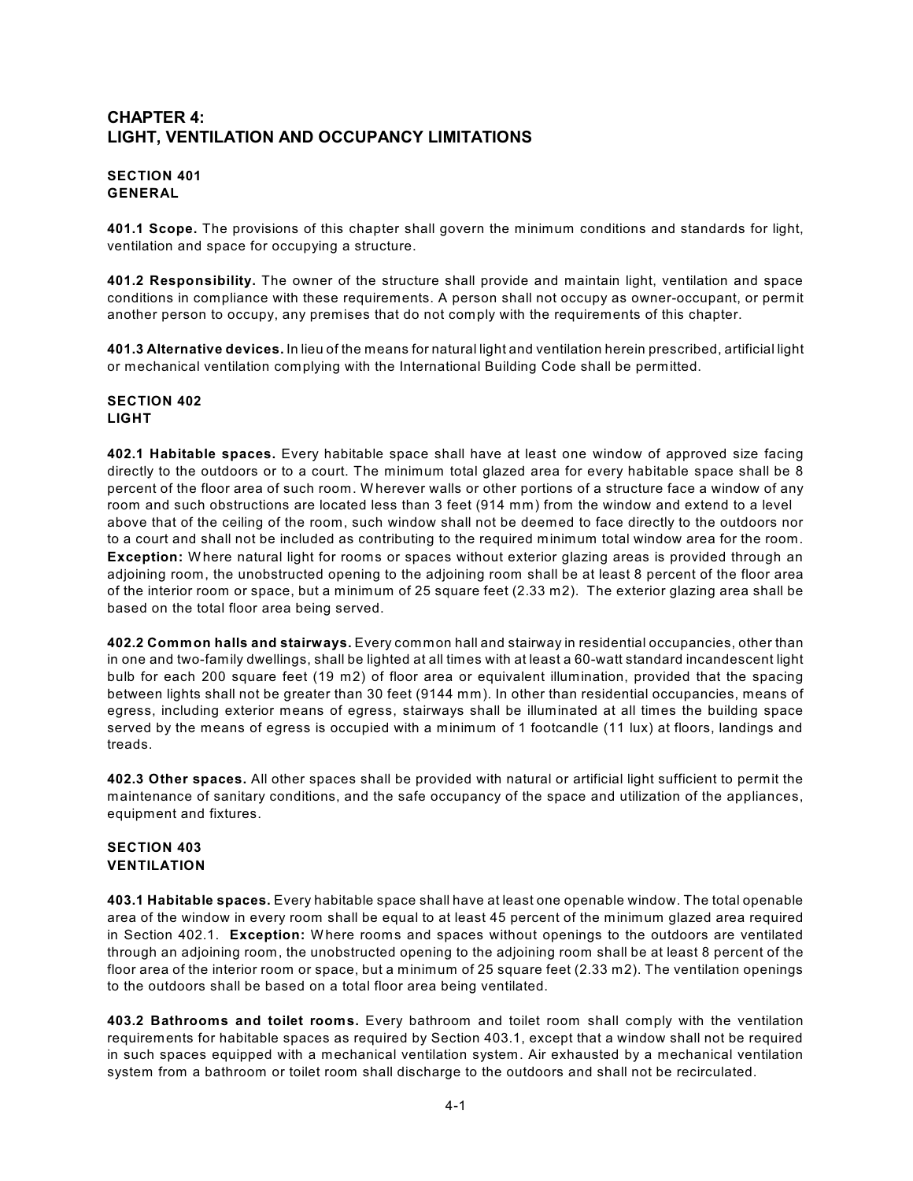# CHAPTER 4: LIGHT, VENTILATION AND OCCUPANCY LIMITATIONS

## SECTION 401 GENERAL

**401.1 Scope.** The provisions of this chapter shall govern the minimum conditions and standards for light, ventilation and space for occupying a structure.

**401.2 Responsibility.** The owner of the structure shall provide and maintain light, ventilation and space conditions in compliance with these requirements. A person shall not occupy as owner-occupant, or permit another person to occupy, any premises that do not comply with the requirements of this chapter.

**401.3 Alternative devices.** In lieu of the means for natural light and ventilation herein prescribed, artificial light or mechanical ventilation complying with the International Building Code shall be permitted.

## SECTION 402 LIGHT

**402.1 Habitable spaces.** Every habitable space shall have at least one window of approved size facing directly to the outdoors or to a court. The minimum total glazed area for every habitable space shall be 8 percent of the floor area of such room. Wherever walls or other portions of a structure face a window of any room and such obstructions are located less than 3 feet (914 mm) from the window and extend to a level above that of the ceiling of the room, such window shall not be deemed to face directly to the outdoors nor to a court and shall not be included as contributing to the required minimum total window area for the room. **Exception:** Where natural light for rooms or spaces without exterior glazing areas is provided through an adjoining room, the unobstructed opening to the adjoining room shall be at least 8 percent of the floor area of the interior room or space, but a minimum of 25 square feet (2.33 m2). The exterior glazing area shall be based on the total floor area being served.

**402.2 Common halls and stairways.** Every common hall and stairway in residential occupancies, other than in one and two-family dwellings, shall be lighted at all times with at least a 60-watt standard incandescent light bulb for each 200 square feet (19 m2) of floor area or equivalent illumination, provided that the spacing between lights shall not be greater than 30 feet (9144 mm). In other than residential occupancies, means of egress, including exterior means of egress, stairways shall be illuminated at all times the building space served by the means of egress is occupied with a minimum of 1 footcandle (11 lux) at floors, landings and treads.

**402.3 Other spaces.** All other spaces shall be provided with natural or artificial light sufficient to permit the maintenance of sanitary conditions, and the safe occupancy of the space and utilization of the appliances, equipment and fixtures.

## SECTION 403 VENTILATION

**403.1 Habitable spaces.** Every habitable space shall have at least one openable window. The total openable area of the window in every room shall be equal to at least 45 percent of the minimum glazed area required in Section 402.1. **Exception:** Where rooms and spaces without openings to the outdoors are ventilated through an adjoining room, the unobstructed opening to the adjoining room shall be at least 8 percent of the floor area of the interior room or space, but a minimum of 25 square feet (2.33 m2). The ventilation openings to the outdoors shall be based on a total floor area being ventilated.

**403.2 Bathrooms and toilet rooms.** Every bathroom and toilet room shall comply with the ventilation requirements for habitable spaces as required by Section 403.1, except that a window shall not be required in such spaces equipped with a mechanical ventilation system. Air exhausted by a mechanical ventilation system from a bathroom or toilet room shall discharge to the outdoors and shall not be recirculated.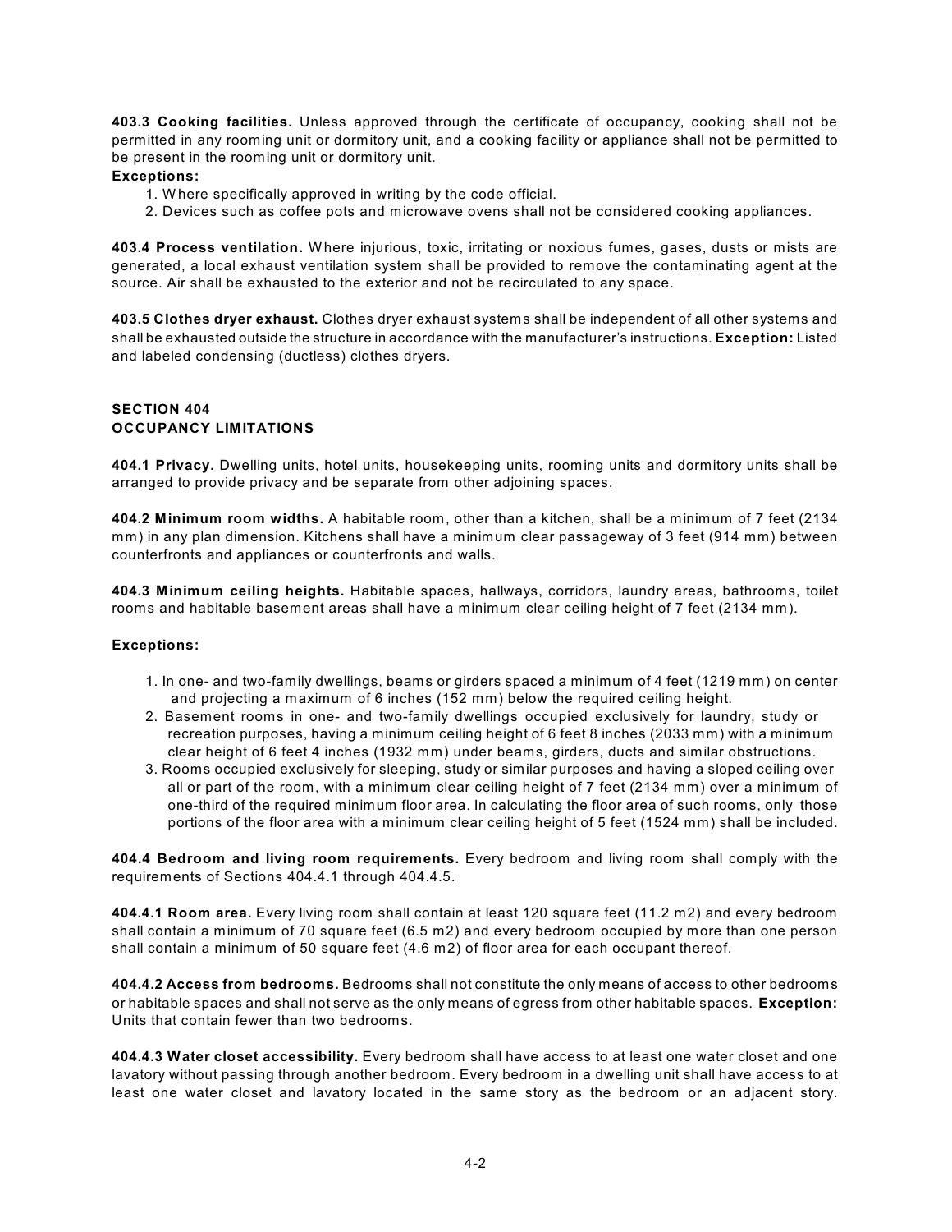**403.3 Cooking facilities.** Unless approved through the certificate of occupancy, cooking shall not be permitted in any rooming unit or dormitory unit, and a cooking facility or appliance shall not be permitted to be present in the rooming unit or dormitory unit.

**Exceptions:**

1. Where specifically approved in writing by the code official.
2. Devices such as coffee pots and microwave ovens shall not be considered cooking appliances.

**403.4 Process ventilation.** Where injurious, toxic, irritating or noxious fumes, gases, dusts or mists are generated, a local exhaust ventilation system shall be provided to remove the contaminating agent at the source. Air shall be exhausted to the exterior and not be recirculated to any space.

**403.5 Clothes dryer exhaust.** Clothes dryer exhaust systems shall be independent of all other systems and shall be exhausted outside the structure in accordance with the manufacturer's instructions. **Exception:** Listed and labeled condensing (ductless) clothes dryers.

## SECTION 404
## OCCUPANCY LIMITATIONS

**404.1 Privacy.** Dwelling units, hotel units, housekeeping units, rooming units and dormitory units shall be arranged to provide privacy and be separate from other adjoining spaces.

**404.2 Minimum room widths.** A habitable room, other than a kitchen, shall be a minimum of 7 feet (2134 mm) in any plan dimension. Kitchens shall have a minimum clear passageway of 3 feet (914 mm) between counterfronts and appliances or counterfronts and walls.

**404.3 Minimum ceiling heights.** Habitable spaces, hallways, corridors, laundry areas, bathrooms, toilet rooms and habitable basement areas shall have a minimum clear ceiling height of 7 feet (2134 mm).

**Exceptions:**

1. In one- and two-family dwellings, beams or girders spaced a minimum of 4 feet (1219 mm) on center and projecting a maximum of 6 inches (152 mm) below the required ceiling height.
2. Basement rooms in one- and two-family dwellings occupied exclusively for laundry, study or recreation purposes, having a minimum ceiling height of 6 feet 8 inches (2033 mm) with a minimum clear height of 6 feet 4 inches (1932 mm) under beams, girders, ducts and similar obstructions.
3. Rooms occupied exclusively for sleeping, study or similar purposes and having a sloped ceiling over all or part of the room, with a minimum clear ceiling height of 7 feet (2134 mm) over a minimum of one-third of the required minimum floor area. In calculating the floor area of such rooms, only those portions of the floor area with a minimum clear ceiling height of 5 feet (1524 mm) shall be included.

**404.4 Bedroom and living room requirements.** Every bedroom and living room shall comply with the requirements of Sections 404.4.1 through 404.4.5.

**404.4.1 Room area.** Every living room shall contain at least 120 square feet (11.2 m2) and every bedroom shall contain a minimum of 70 square feet (6.5 m2) and every bedroom occupied by more than one person shall contain a minimum of 50 square feet (4.6 m2) of floor area for each occupant thereof.

**404.4.2 Access from bedrooms.** Bedrooms shall not constitute the only means of access to other bedrooms or habitable spaces and shall not serve as the only means of egress from other habitable spaces. **Exception:** Units that contain fewer than two bedrooms.

**404.4.3 Water closet accessibility.** Every bedroom shall have access to at least one water closet and one lavatory without passing through another bedroom. Every bedroom in a dwelling unit shall have access to at least one water closet and lavatory located in the same story as the bedroom or an adjacent story.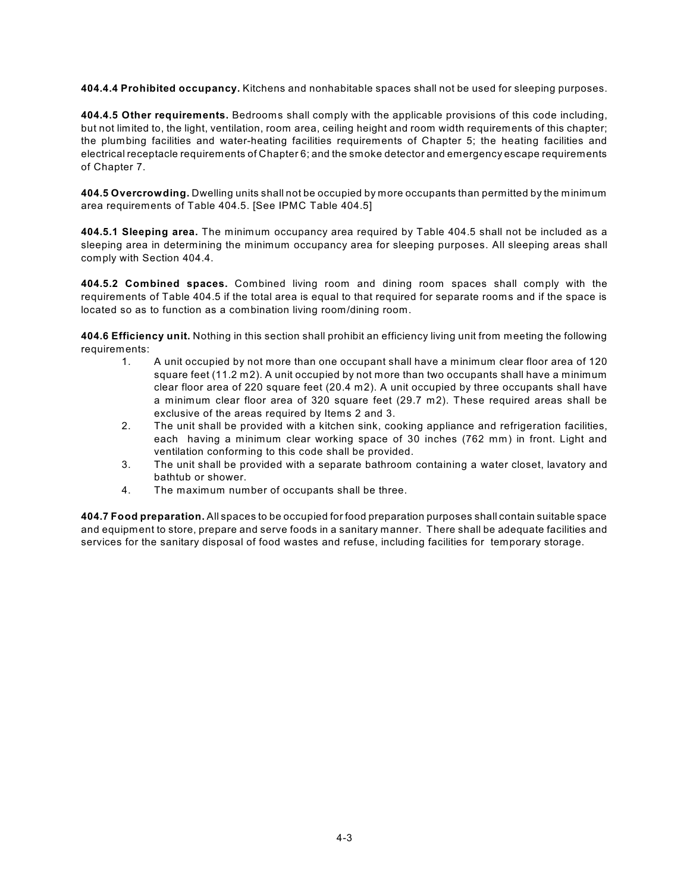**404.4.4 Prohibited occupancy.** Kitchens and nonhabitable spaces shall not be used for sleeping purposes.

**404.4.5 Other requirements.** Bedrooms shall comply with the applicable provisions of this code including, but not limited to, the light, ventilation, room area, ceiling height and room width requirements of this chapter; the plumbing facilities and water-heating facilities requirements of Chapter 5; the heating facilities and electrical receptacle requirements of Chapter 6; and the smoke detector and emergency escape requirements of Chapter 7.

**404.5 Overcrowding.** Dwelling units shall not be occupied by more occupants than permitted by the minimum area requirements of Table 404.5. [See IPMC Table 404.5]

**404.5.1 Sleeping area.** The minimum occupancy area required by Table 404.5 shall not be included as a sleeping area in determining the minimum occupancy area for sleeping purposes. All sleeping areas shall comply with Section 404.4.

**404.5.2 Combined spaces.** Combined living room and dining room spaces shall comply with the requirements of Table 404.5 if the total area is equal to that required for separate rooms and if the space is located so as to function as a combination living room/dining room.

**404.6 Efficiency unit.** Nothing in this section shall prohibit an efficiency living unit from meeting the following requirements:

1. A unit occupied by not more than one occupant shall have a minimum clear floor area of 120 square feet (11.2 m2). A unit occupied by not more than two occupants shall have a minimum clear floor area of 220 square feet (20.4 m2). A unit occupied by three occupants shall have a minimum clear floor area of 320 square feet (29.7 m2). These required areas shall be exclusive of the areas required by Items 2 and 3.
2. The unit shall be provided with a kitchen sink, cooking appliance and refrigeration facilities, each having a minimum clear working space of 30 inches (762 mm) in front. Light and ventilation conforming to this code shall be provided.
3. The unit shall be provided with a separate bathroom containing a water closet, lavatory and bathtub or shower.
4. The maximum number of occupants shall be three.

**404.7 Food preparation.** All spaces to be occupied for food preparation purposes shall contain suitable space and equipment to store, prepare and serve foods in a sanitary manner. There shall be adequate facilities and services for the sanitary disposal of food wastes and refuse, including facilities for temporary storage.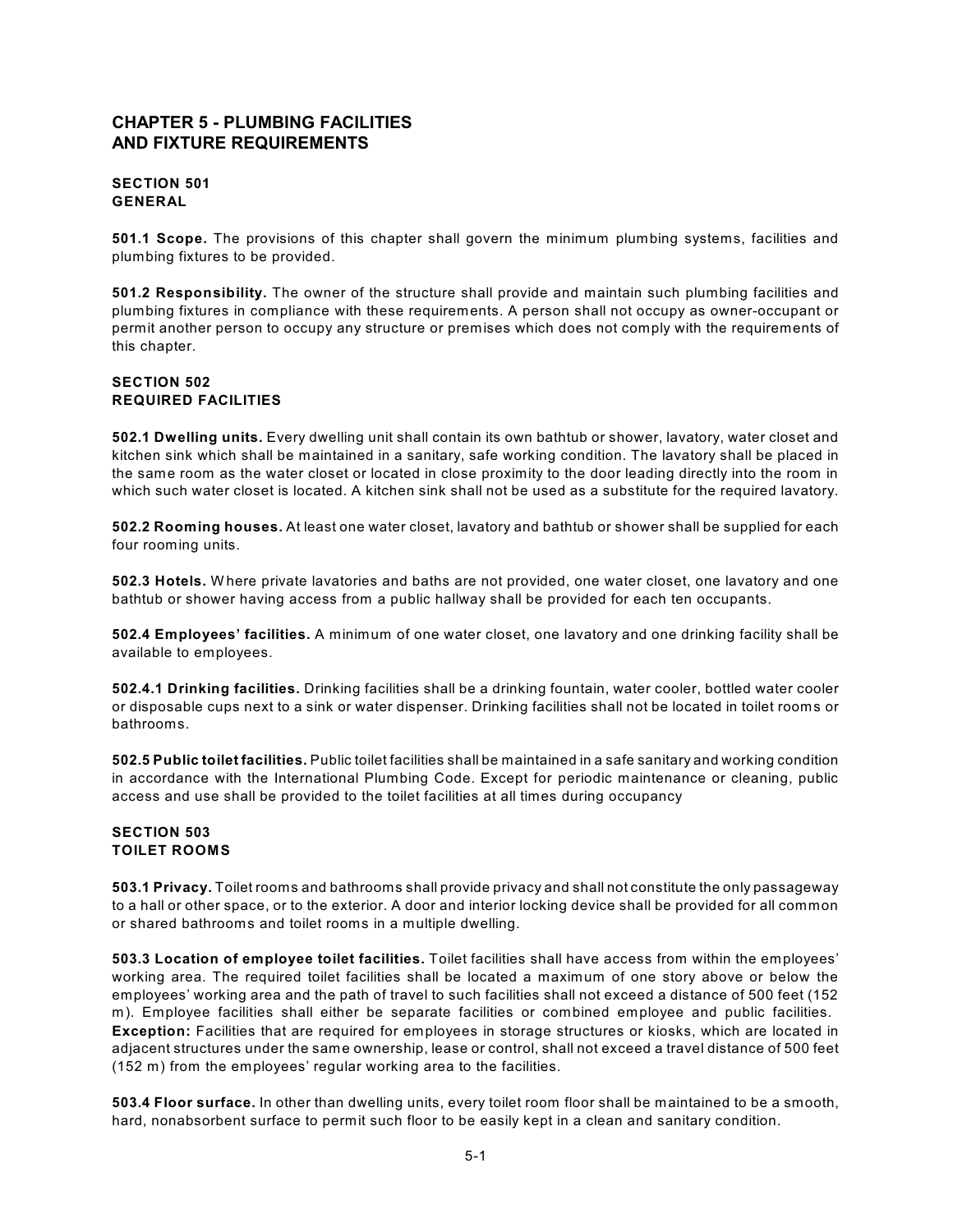# CHAPTER 5 - PLUMBING FACILITIES AND FIXTURE REQUIREMENTS

## SECTION 501 GENERAL

**501.1 Scope.** The provisions of this chapter shall govern the minimum plumbing systems, facilities and plumbing fixtures to be provided.

**501.2 Responsibility.** The owner of the structure shall provide and maintain such plumbing facilities and plumbing fixtures in compliance with these requirements. A person shall not occupy as owner-occupant or permit another person to occupy any structure or premises which does not comply with the requirements of this chapter.

## SECTION 502 REQUIRED FACILITIES

**502.1 Dwelling units.** Every dwelling unit shall contain its own bathtub or shower, lavatory, water closet and kitchen sink which shall be maintained in a sanitary, safe working condition. The lavatory shall be placed in the same room as the water closet or located in close proximity to the door leading directly into the room in which such water closet is located. A kitchen sink shall not be used as a substitute for the required lavatory.

**502.2 Rooming houses.** At least one water closet, lavatory and bathtub or shower shall be supplied for each four rooming units.

**502.3 Hotels.** Where private lavatories and baths are not provided, one water closet, one lavatory and one bathtub or shower having access from a public hallway shall be provided for each ten occupants.

**502.4 Employees' facilities.** A minimum of one water closet, one lavatory and one drinking facility shall be available to employees.

**502.4.1 Drinking facilities.** Drinking facilities shall be a drinking fountain, water cooler, bottled water cooler or disposable cups next to a sink or water dispenser. Drinking facilities shall not be located in toilet rooms or bathrooms.

**502.5 Public toilet facilities.** Public toilet facilities shall be maintained in a safe sanitary and working condition in accordance with the International Plumbing Code. Except for periodic maintenance or cleaning, public access and use shall be provided to the toilet facilities at all times during occupancy

## SECTION 503 TOILET ROOMS

**503.1 Privacy.** Toilet rooms and bathrooms shall provide privacy and shall not constitute the only passageway to a hall or other space, or to the exterior. A door and interior locking device shall be provided for all common or shared bathrooms and toilet rooms in a multiple dwelling.

**503.3 Location of employee toilet facilities.** Toilet facilities shall have access from within the employees' working area. The required toilet facilities shall be located a maximum of one story above or below the employees' working area and the path of travel to such facilities shall not exceed a distance of 500 feet (152 m). Employee facilities shall either be separate facilities or combined employee and public facilities.
**Exception:** Facilities that are required for employees in storage structures or kiosks, which are located in adjacent structures under the same ownership, lease or control, shall not exceed a travel distance of 500 feet (152 m) from the employees' regular working area to the facilities.

**503.4 Floor surface.** In other than dwelling units, every toilet room floor shall be maintained to be a smooth, hard, nonabsorbent surface to permit such floor to be easily kept in a clean and sanitary condition.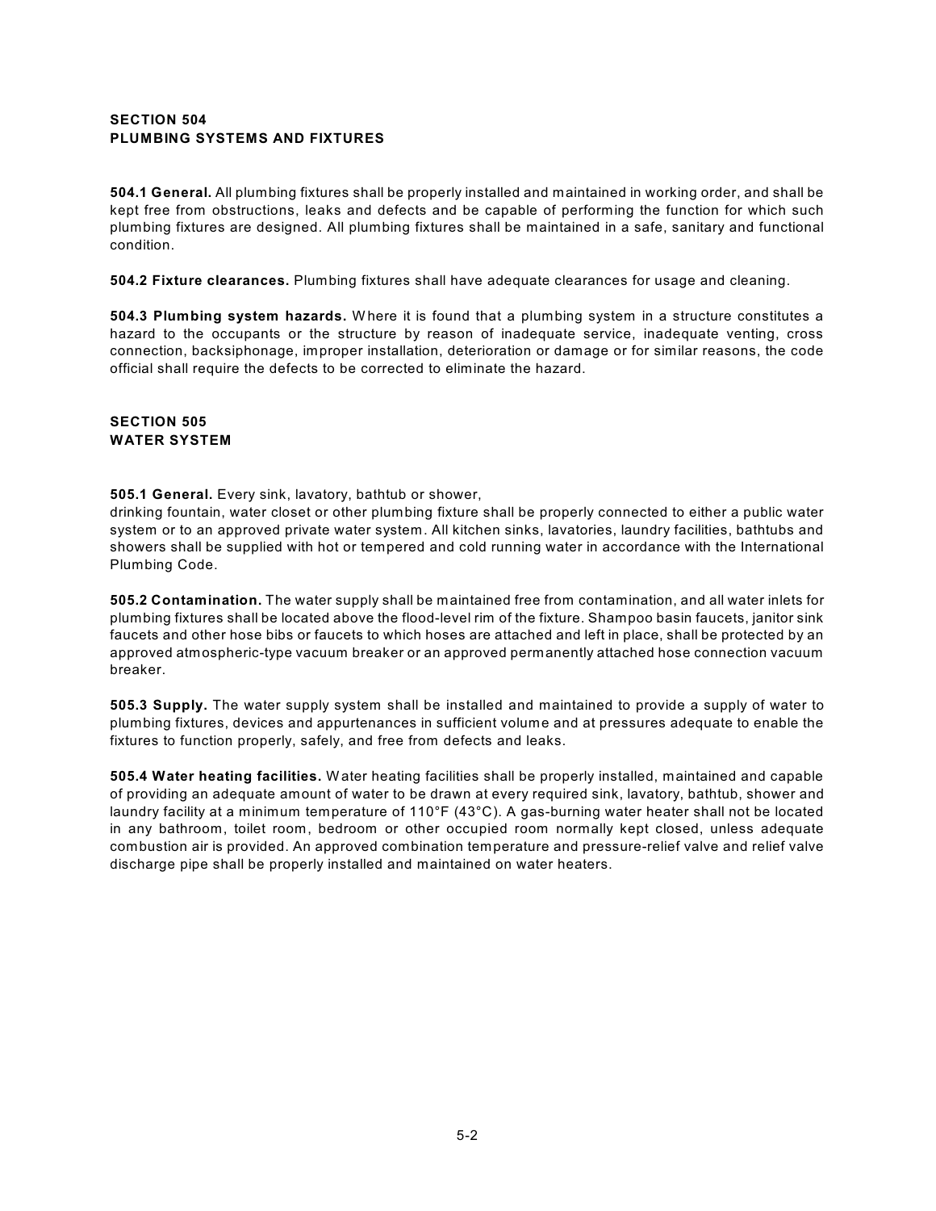## SECTION 504
## PLUMBING SYSTEMS AND FIXTURES

**504.1 General.** All plumbing fixtures shall be properly installed and maintained in working order, and shall be kept free from obstructions, leaks and defects and be capable of performing the function for which such plumbing fixtures are designed. All plumbing fixtures shall be maintained in a safe, sanitary and functional condition.

**504.2 Fixture clearances.** Plumbing fixtures shall have adequate clearances for usage and cleaning.

**504.3 Plumbing system hazards.** Where it is found that a plumbing system in a structure constitutes a hazard to the occupants or the structure by reason of inadequate service, inadequate venting, cross connection, backsiphonage, improper installation, deterioration or damage or for similar reasons, the code official shall require the defects to be corrected to eliminate the hazard.

## SECTION 505
## WATER SYSTEM

**505.1 General.** Every sink, lavatory, bathtub or shower, drinking fountain, water closet or other plumbing fixture shall be properly connected to either a public water system or to an approved private water system. All kitchen sinks, lavatories, laundry facilities, bathtubs and showers shall be supplied with hot or tempered and cold running water in accordance with the International Plumbing Code.

**505.2 Contamination.** The water supply shall be maintained free from contamination, and all water inlets for plumbing fixtures shall be located above the flood-level rim of the fixture. Shampoo basin faucets, janitor sink faucets and other hose bibs or faucets to which hoses are attached and left in place, shall be protected by an approved atmospheric-type vacuum breaker or an approved permanently attached hose connection vacuum breaker.

**505.3 Supply.** The water supply system shall be installed and maintained to provide a supply of water to plumbing fixtures, devices and appurtenances in sufficient volume and at pressures adequate to enable the fixtures to function properly, safely, and free from defects and leaks.

**505.4 Water heating facilities.** Water heating facilities shall be properly installed, maintained and capable of providing an adequate amount of water to be drawn at every required sink, lavatory, bathtub, shower and laundry facility at a minimum temperature of 110°F (43°C). A gas-burning water heater shall not be located in any bathroom, toilet room, bedroom or other occupied room normally kept closed, unless adequate combustion air is provided. An approved combination temperature and pressure-relief valve and relief valve discharge pipe shall be properly installed and maintained on water heaters.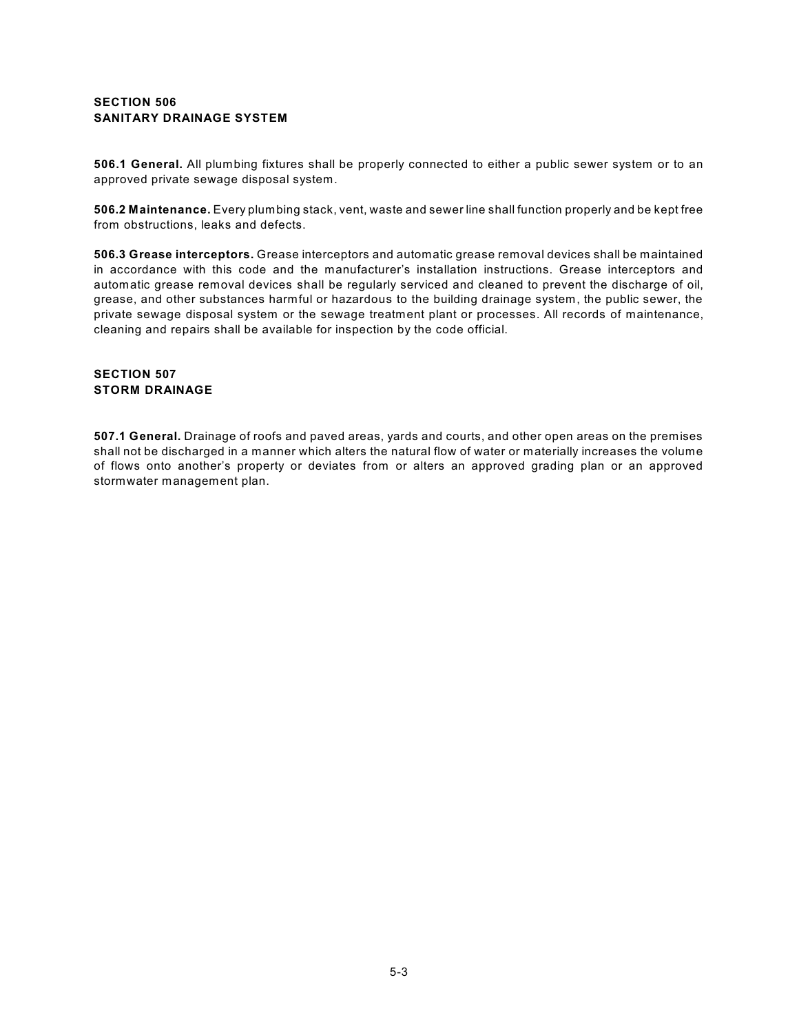## SECTION 506
## SANITARY DRAINAGE SYSTEM

**506.1 General.** All plumbing fixtures shall be properly connected to either a public sewer system or to an approved private sewage disposal system.

**506.2 Maintenance.** Every plumbing stack, vent, waste and sewer line shall function properly and be kept free from obstructions, leaks and defects.

**506.3 Grease interceptors.** Grease interceptors and automatic grease removal devices shall be maintained in accordance with this code and the manufacturer's installation instructions. Grease interceptors and automatic grease removal devices shall be regularly serviced and cleaned to prevent the discharge of oil, grease, and other substances harmful or hazardous to the building drainage system, the public sewer, the private sewage disposal system or the sewage treatment plant or processes. All records of maintenance, cleaning and repairs shall be available for inspection by the code official.

## SECTION 507
## STORM DRAINAGE

**507.1 General.** Drainage of roofs and paved areas, yards and courts, and other open areas on the premises shall not be discharged in a manner which alters the natural flow of water or materially increases the volume of flows onto another's property or deviates from or alters an approved grading plan or an approved stormwater management plan.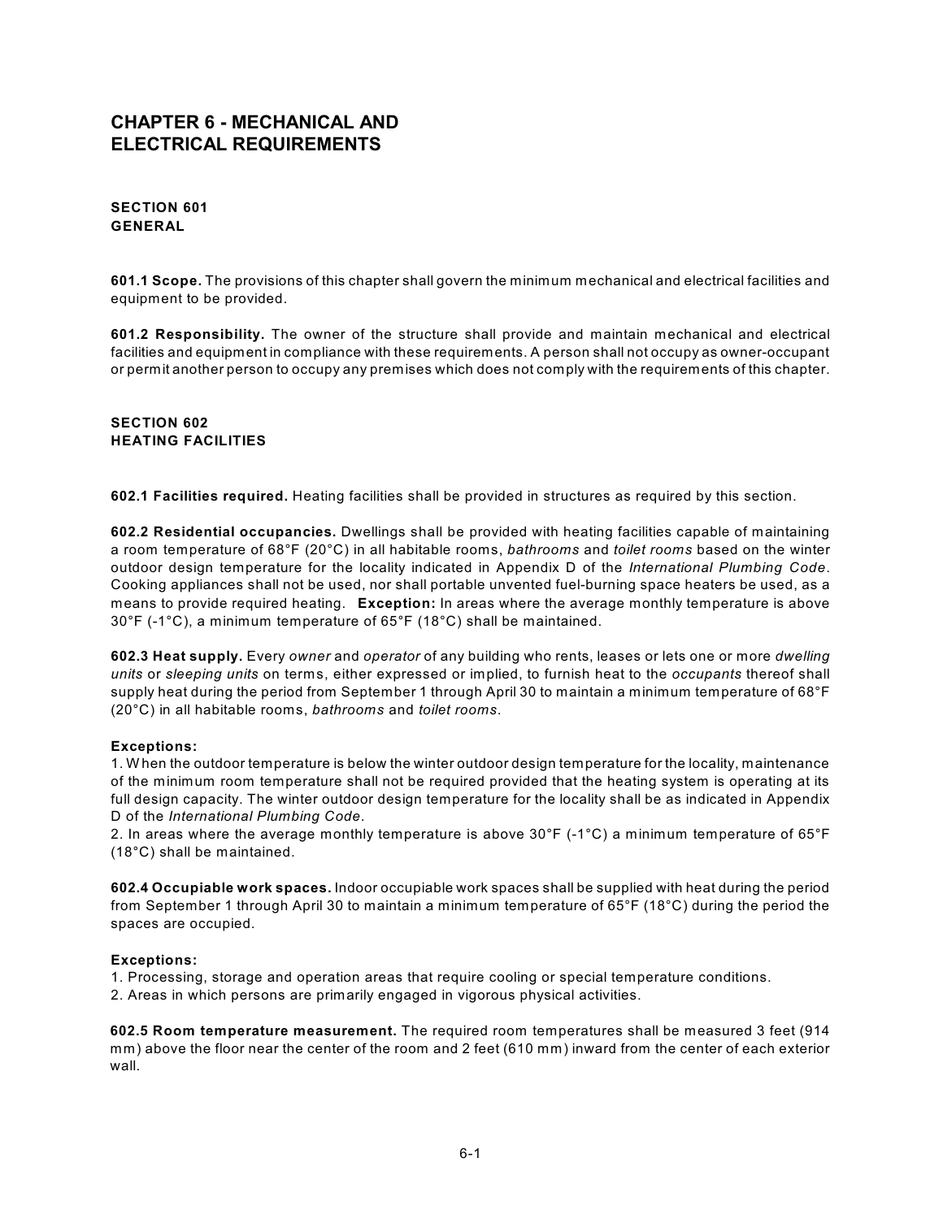# CHAPTER 6 - MECHANICAL AND ELECTRICAL REQUIREMENTS

## SECTION 601 GENERAL

**601.1 Scope.** The provisions of this chapter shall govern the minimum mechanical and electrical facilities and equipment to be provided.

**601.2 Responsibility.** The owner of the structure shall provide and maintain mechanical and electrical facilities and equipment in compliance with these requirements. A person shall not occupy as owner-occupant or permit another person to occupy any premises which does not comply with the requirements of this chapter.

## SECTION 602 HEATING FACILITIES

**602.1 Facilities required.** Heating facilities shall be provided in structures as required by this section.

**602.2 Residential occupancies.** Dwellings shall be provided with heating facilities capable of maintaining a room temperature of 68°F (20°C) in all habitable rooms, *bathrooms* and *toilet rooms* based on the winter outdoor design temperature for the locality indicated in Appendix D of the *International Plumbing Code*. Cooking appliances shall not be used, nor shall portable unvented fuel-burning space heaters be used, as a means to provide required heating. **Exception:** In areas where the average monthly temperature is above 30°F (-1°C), a minimum temperature of 65°F (18°C) shall be maintained.

**602.3 Heat supply.** Every *owner* and *operator* of any building who rents, leases or lets one or more *dwelling units* or *sleeping units* on terms, either expressed or implied, to furnish heat to the *occupants* thereof shall supply heat during the period from September 1 through April 30 to maintain a minimum temperature of 68°F (20°C) in all habitable rooms, *bathrooms* and *toilet rooms*.

**Exceptions:**
1. When the outdoor temperature is below the winter outdoor design temperature for the locality, maintenance of the minimum room temperature shall not be required provided that the heating system is operating at its full design capacity. The winter outdoor design temperature for the locality shall be as indicated in Appendix D of the *International Plumbing Code*.
2. In areas where the average monthly temperature is above 30°F (-1°C) a minimum temperature of 65°F (18°C) shall be maintained.

**602.4 Occupiable work spaces.** Indoor occupiable work spaces shall be supplied with heat during the period from September 1 through April 30 to maintain a minimum temperature of 65°F (18°C) during the period the spaces are occupied.

**Exceptions:**
1. Processing, storage and operation areas that require cooling or special temperature conditions.
2. Areas in which persons are primarily engaged in vigorous physical activities.

**602.5 Room temperature measurement.** The required room temperatures shall be measured 3 feet (914 mm) above the floor near the center of the room and 2 feet (610 mm) inward from the center of each exterior wall.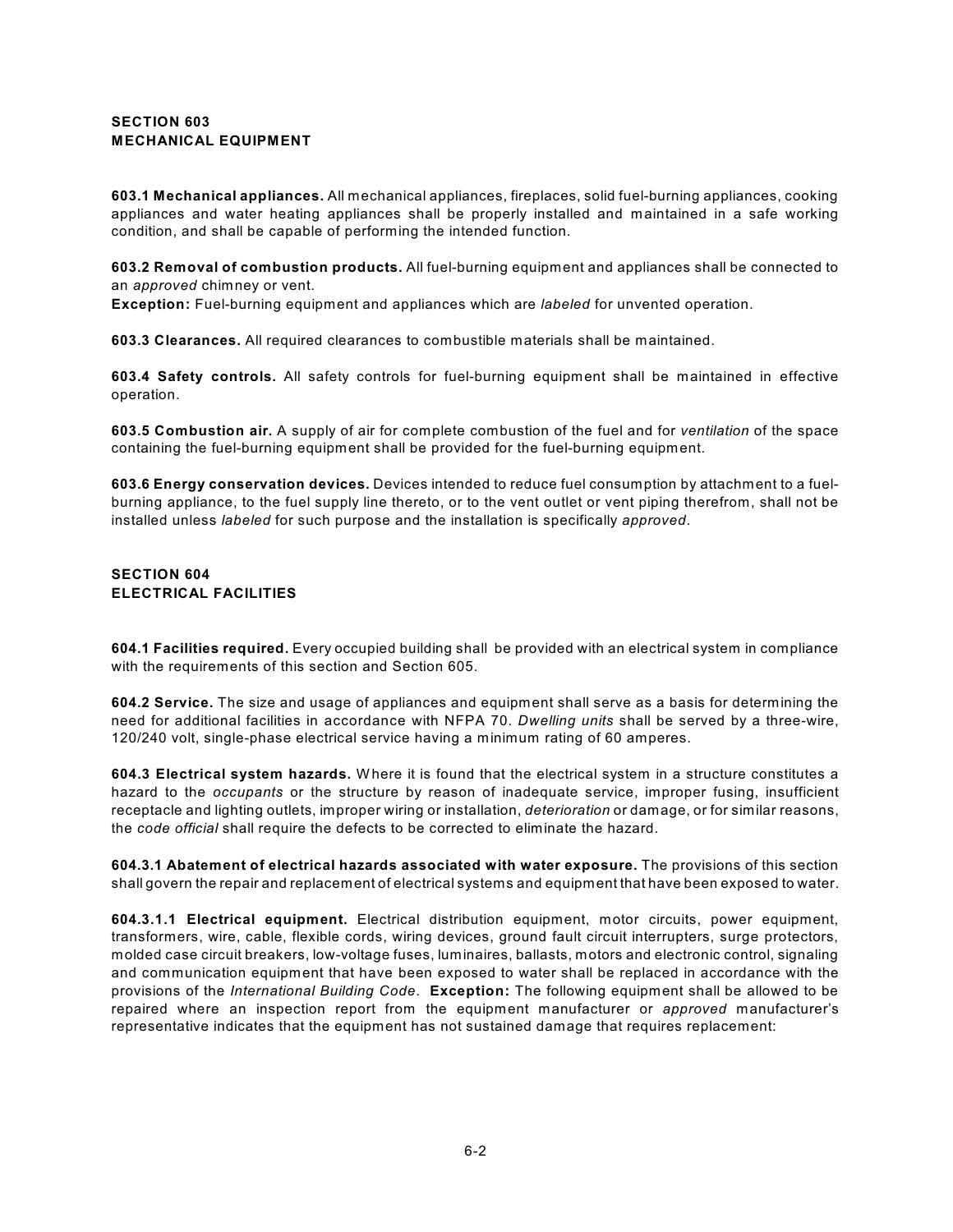## SECTION 603
## MECHANICAL EQUIPMENT

**603.1 Mechanical appliances.** All mechanical appliances, fireplaces, solid fuel-burning appliances, cooking appliances and water heating appliances shall be properly installed and maintained in a safe working condition, and shall be capable of performing the intended function.

**603.2 Removal of combustion products.** All fuel-burning equipment and appliances shall be connected to an *approved* chimney or vent.
**Exception:** Fuel-burning equipment and appliances which are *labeled* for unvented operation.

**603.3 Clearances.** All required clearances to combustible materials shall be maintained.

**603.4 Safety controls.** All safety controls for fuel-burning equipment shall be maintained in effective operation.

**603.5 Combustion air.** A supply of air for complete combustion of the fuel and for *ventilation* of the space containing the fuel-burning equipment shall be provided for the fuel-burning equipment.

**603.6 Energy conservation devices.** Devices intended to reduce fuel consumption by attachment to a fuel-burning appliance, to the fuel supply line thereto, or to the vent outlet or vent piping therefrom, shall not be installed unless *labeled* for such purpose and the installation is specifically *approved*.

## SECTION 604
## ELECTRICAL FACILITIES

**604.1 Facilities required.** Every occupied building shall be provided with an electrical system in compliance with the requirements of this section and Section 605.

**604.2 Service.** The size and usage of appliances and equipment shall serve as a basis for determining the need for additional facilities in accordance with NFPA 70. *Dwelling units* shall be served by a three-wire, 120/240 volt, single-phase electrical service having a minimum rating of 60 amperes.

**604.3 Electrical system hazards.** Where it is found that the electrical system in a structure constitutes a hazard to the *occupants* or the structure by reason of inadequate service, improper fusing, insufficient receptacle and lighting outlets, improper wiring or installation, *deterioration* or damage, or for similar reasons, the *code official* shall require the defects to be corrected to eliminate the hazard.

**604.3.1 Abatement of electrical hazards associated with water exposure.** The provisions of this section shall govern the repair and replacement of electrical systems and equipment that have been exposed to water.

**604.3.1.1 Electrical equipment.** Electrical distribution equipment, motor circuits, power equipment, transformers, wire, cable, flexible cords, wiring devices, ground fault circuit interrupters, surge protectors, molded case circuit breakers, low-voltage fuses, luminaires, ballasts, motors and electronic control, signaling and communication equipment that have been exposed to water shall be replaced in accordance with the provisions of the *International Building Code*. **Exception:** The following equipment shall be allowed to be repaired where an inspection report from the equipment manufacturer or *approved* manufacturer's representative indicates that the equipment has not sustained damage that requires replacement: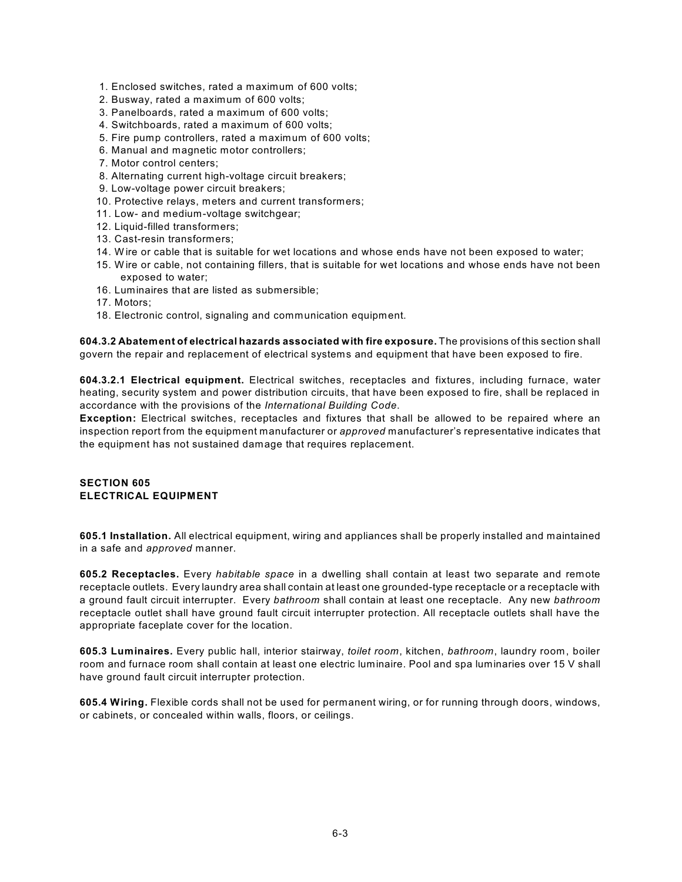1. Enclosed switches, rated a maximum of 600 volts;
2. Busway, rated a maximum of 600 volts;
3. Panelboards, rated a maximum of 600 volts;
4. Switchboards, rated a maximum of 600 volts;
5. Fire pump controllers, rated a maximum of 600 volts;
6. Manual and magnetic motor controllers;
7. Motor control centers;
8. Alternating current high-voltage circuit breakers;
9. Low-voltage power circuit breakers;
10. Protective relays, meters and current transformers;
11. Low- and medium-voltage switchgear;
12. Liquid-filled transformers;
13. Cast-resin transformers;
14. Wire or cable that is suitable for wet locations and whose ends have not been exposed to water;
15. Wire or cable, not containing fillers, that is suitable for wet locations and whose ends have not been exposed to water;
16. Luminaires that are listed as submersible;
17. Motors;
18. Electronic control, signaling and communication equipment.

**604.3.2 Abatement of electrical hazards associated with fire exposure.** The provisions of this section shall govern the repair and replacement of electrical systems and equipment that have been exposed to fire.

**604.3.2.1 Electrical equipment.** Electrical switches, receptacles and fixtures, including furnace, water heating, security system and power distribution circuits, that have been exposed to fire, shall be replaced in accordance with the provisions of the *International Building Code*.

**Exception:** Electrical switches, receptacles and fixtures that shall be allowed to be repaired where an inspection report from the equipment manufacturer or *approved* manufacturer's representative indicates that the equipment has not sustained damage that requires replacement.

## SECTION 605
## ELECTRICAL EQUIPMENT

**605.1 Installation.** All electrical equipment, wiring and appliances shall be properly installed and maintained in a safe and *approved* manner.

**605.2 Receptacles.** Every *habitable space* in a dwelling shall contain at least two separate and remote receptacle outlets. Every laundry area shall contain at least one grounded-type receptacle or a receptacle with a ground fault circuit interrupter. Every *bathroom* shall contain at least one receptacle. Any new *bathroom* receptacle outlet shall have ground fault circuit interrupter protection. All receptacle outlets shall have the appropriate faceplate cover for the location.

**605.3 Luminaires.** Every public hall, interior stairway, *toilet room*, kitchen, *bathroom*, laundry room, boiler room and furnace room shall contain at least one electric luminaire. Pool and spa luminaires over 15 V shall have ground fault circuit interrupter protection.

**605.4 Wiring.** Flexible cords shall not be used for permanent wiring, or for running through doors, windows, or cabinets, or concealed within walls, floors, or ceilings.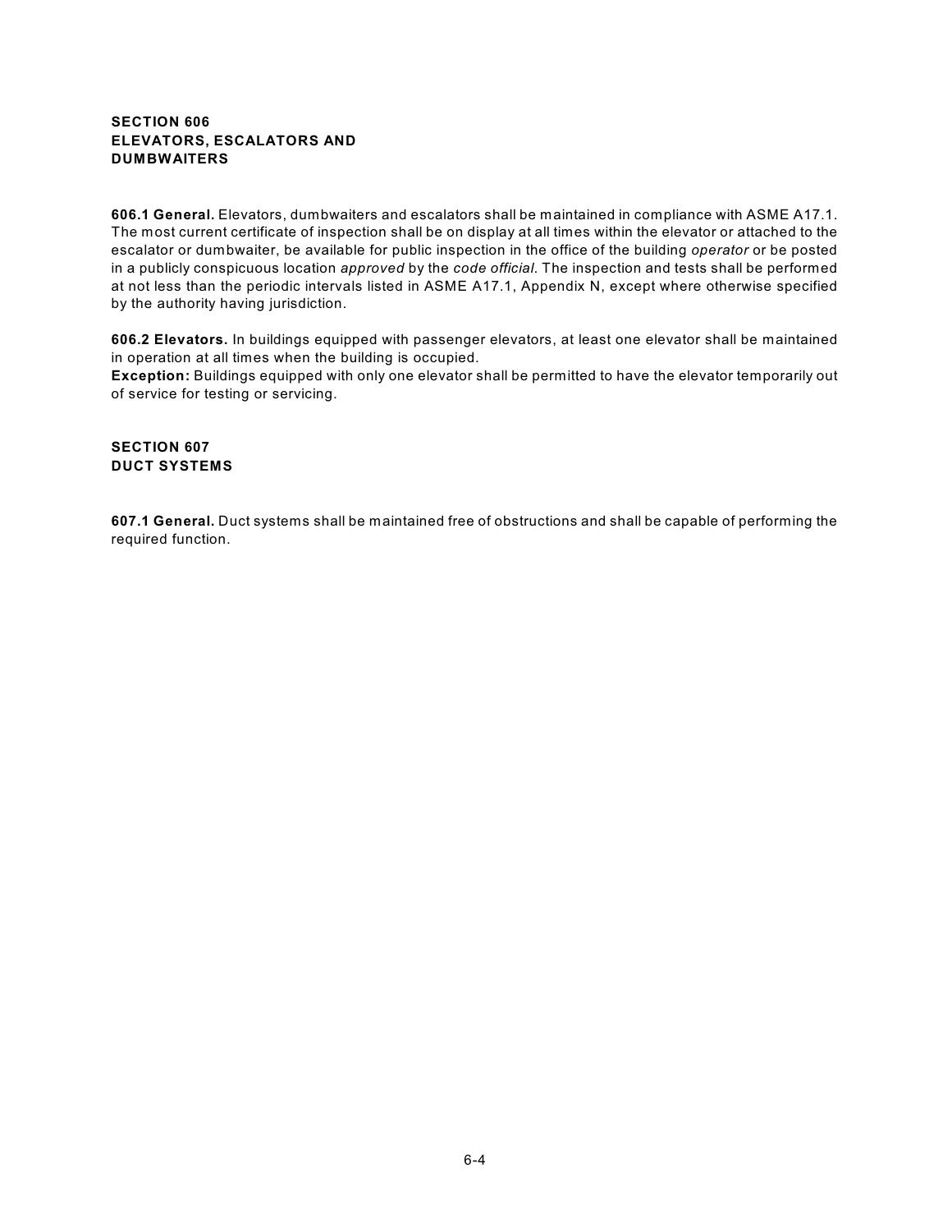## SECTION 606
## ELEVATORS, ESCALATORS AND DUMBWAITERS

**606.1 General.** Elevators, dumbwaiters and escalators shall be maintained in compliance with ASME A17.1. The most current certificate of inspection shall be on display at all times within the elevator or attached to the escalator or dumbwaiter, be available for public inspection in the office of the building *operator* or be posted in a publicly conspicuous location *approved* by the *code official*. The inspection and tests shall be performed at not less than the periodic intervals listed in ASME A17.1, Appendix N, except where otherwise specified by the authority having jurisdiction.

**606.2 Elevators.** In buildings equipped with passenger elevators, at least one elevator shall be maintained in operation at all times when the building is occupied.

**Exception:** Buildings equipped with only one elevator shall be permitted to have the elevator temporarily out of service for testing or servicing.

## SECTION 607
## DUCT SYSTEMS

**607.1 General.** Duct systems shall be maintained free of obstructions and shall be capable of performing the required function.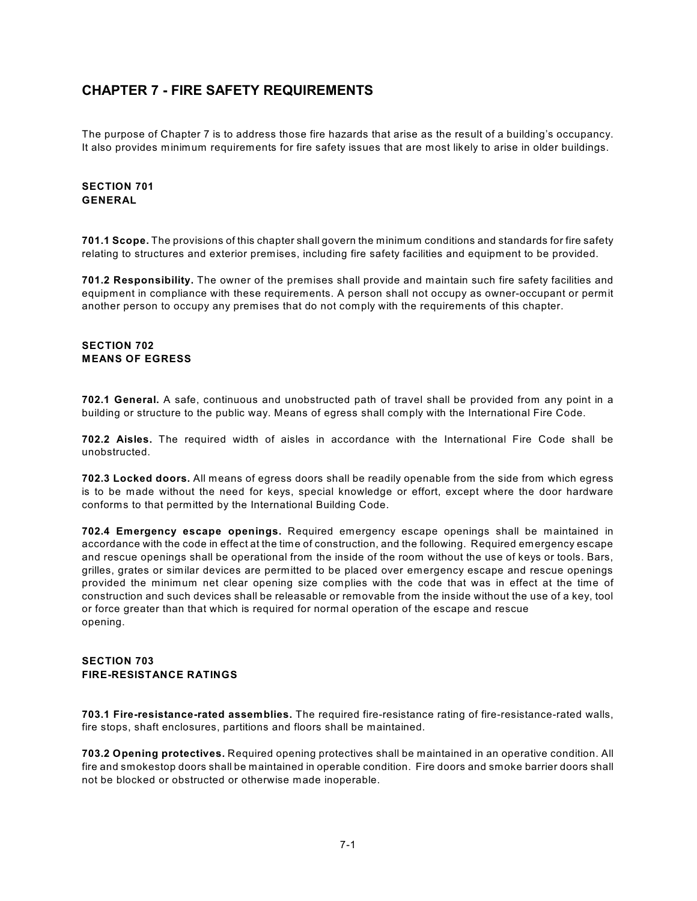# CHAPTER 7 - FIRE SAFETY REQUIREMENTS

The purpose of Chapter 7 is to address those fire hazards that arise as the result of a building's occupancy. It also provides minimum requirements for fire safety issues that are most likely to arise in older buildings.

## SECTION 701
## GENERAL

**701.1 Scope.** The provisions of this chapter shall govern the minimum conditions and standards for fire safety relating to structures and exterior premises, including fire safety facilities and equipment to be provided.

**701.2 Responsibility.** The owner of the premises shall provide and maintain such fire safety facilities and equipment in compliance with these requirements. A person shall not occupy as owner-occupant or permit another person to occupy any premises that do not comply with the requirements of this chapter.

## SECTION 702
## MEANS OF EGRESS

**702.1 General.** A safe, continuous and unobstructed path of travel shall be provided from any point in a building or structure to the public way. Means of egress shall comply with the International Fire Code.

**702.2 Aisles.** The required width of aisles in accordance with the International Fire Code shall be unobstructed.

**702.3 Locked doors.** All means of egress doors shall be readily openable from the side from which egress is to be made without the need for keys, special knowledge or effort, except where the door hardware conforms to that permitted by the International Building Code.

**702.4 Emergency escape openings.** Required emergency escape openings shall be maintained in accordance with the code in effect at the time of construction, and the following. Required emergency escape and rescue openings shall be operational from the inside of the room without the use of keys or tools. Bars, grilles, grates or similar devices are permitted to be placed over emergency escape and rescue openings provided the minimum net clear opening size complies with the code that was in effect at the time of construction and such devices shall be releasable or removable from the inside without the use of a key, tool or force greater than that which is required for normal operation of the escape and rescue opening.

## SECTION 703
## FIRE-RESISTANCE RATINGS

**703.1 Fire-resistance-rated assemblies.** The required fire-resistance rating of fire-resistance-rated walls, fire stops, shaft enclosures, partitions and floors shall be maintained.

**703.2 Opening protectives.** Required opening protectives shall be maintained in an operative condition. All fire and smokestop doors shall be maintained in operable condition. Fire doors and smoke barrier doors shall not be blocked or obstructed or otherwise made inoperable.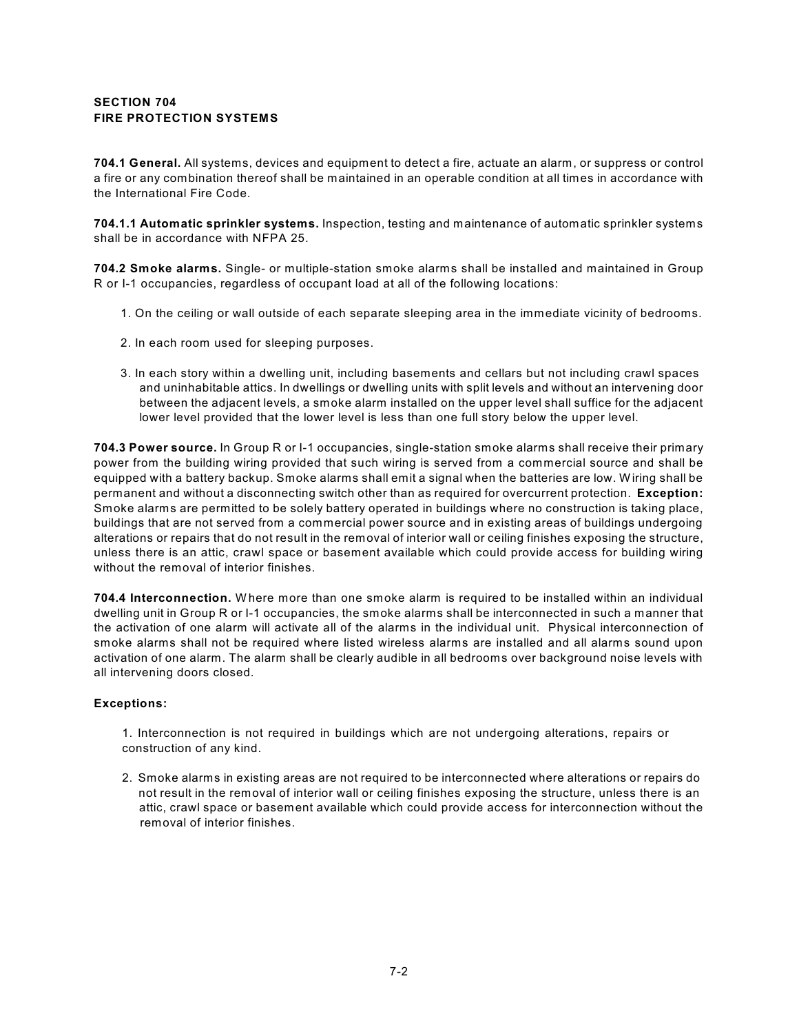## SECTION 704
## FIRE PROTECTION SYSTEMS

**704.1 General.** All systems, devices and equipment to detect a fire, actuate an alarm, or suppress or control a fire or any combination thereof shall be maintained in an operable condition at all times in accordance with the International Fire Code.

**704.1.1 Automatic sprinkler systems.** Inspection, testing and maintenance of automatic sprinkler systems shall be in accordance with NFPA 25.

**704.2 Smoke alarms.** Single- or multiple-station smoke alarms shall be installed and maintained in Group R or I-1 occupancies, regardless of occupant load at all of the following locations:

1. On the ceiling or wall outside of each separate sleeping area in the immediate vicinity of bedrooms.

2. In each room used for sleeping purposes.

3. In each story within a dwelling unit, including basements and cellars but not including crawl spaces and uninhabitable attics. In dwellings or dwelling units with split levels and without an intervening door between the adjacent levels, a smoke alarm installed on the upper level shall suffice for the adjacent lower level provided that the lower level is less than one full story below the upper level.

**704.3 Power source.** In Group R or I-1 occupancies, single-station smoke alarms shall receive their primary power from the building wiring provided that such wiring is served from a commercial source and shall be equipped with a battery backup. Smoke alarms shall emit a signal when the batteries are low. Wiring shall be permanent and without a disconnecting switch other than as required for overcurrent protection. **Exception:** Smoke alarms are permitted to be solely battery operated in buildings where no construction is taking place, buildings that are not served from a commercial power source and in existing areas of buildings undergoing alterations or repairs that do not result in the removal of interior wall or ceiling finishes exposing the structure, unless there is an attic, crawl space or basement available which could provide access for building wiring without the removal of interior finishes.

**704.4 Interconnection.** Where more than one smoke alarm is required to be installed within an individual dwelling unit in Group R or I-1 occupancies, the smoke alarms shall be interconnected in such a manner that the activation of one alarm will activate all of the alarms in the individual unit. Physical interconnection of smoke alarms shall not be required where listed wireless alarms are installed and all alarms sound upon activation of one alarm. The alarm shall be clearly audible in all bedrooms over background noise levels with all intervening doors closed.

**Exceptions:**

1. Interconnection is not required in buildings which are not undergoing alterations, repairs or construction of any kind.

2. Smoke alarms in existing areas are not required to be interconnected where alterations or repairs do not result in the removal of interior wall or ceiling finishes exposing the structure, unless there is an attic, crawl space or basement available which could provide access for interconnection without the removal of interior finishes.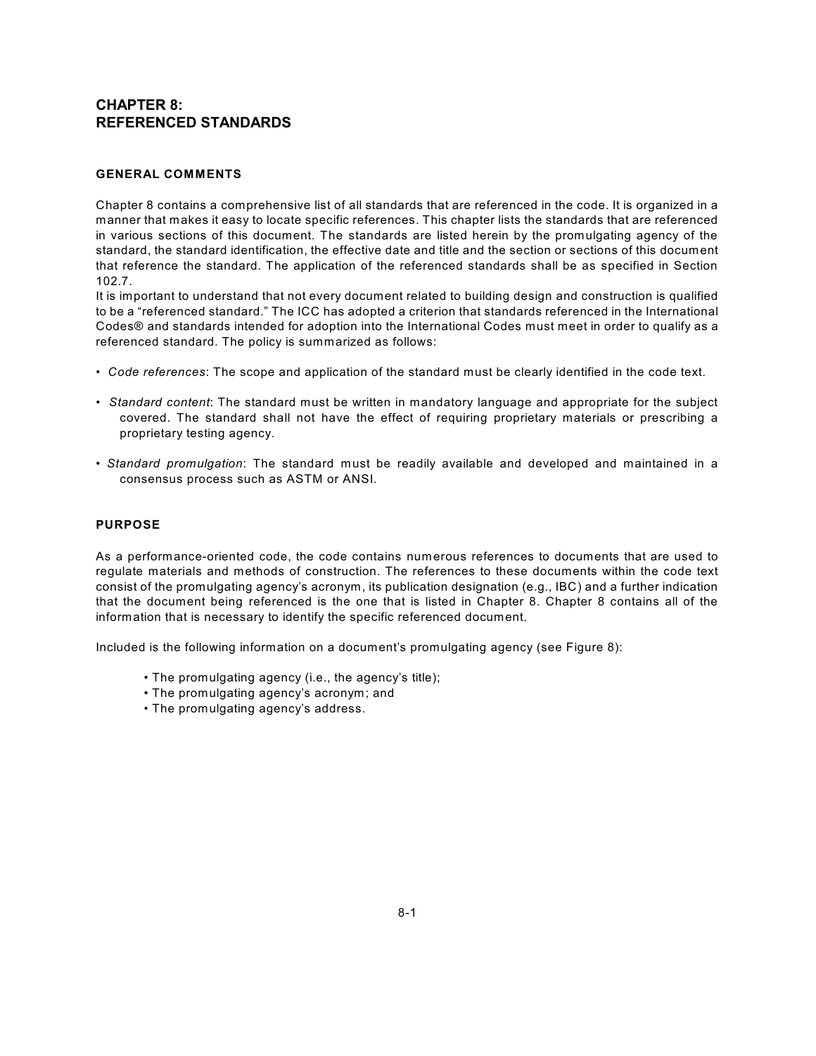# CHAPTER 8: REFERENCED STANDARDS

## GENERAL COMMENTS

Chapter 8 contains a comprehensive list of all standards that are referenced in the code. It is organized in a manner that makes it easy to locate specific references. This chapter lists the standards that are referenced in various sections of this document. The standards are listed herein by the promulgating agency of the standard, the standard identification, the effective date and title and the section or sections of this document that reference the standard. The application of the referenced standards shall be as specified in Section 102.7.

It is important to understand that not every document related to building design and construction is qualified to be a "referenced standard." The ICC has adopted a criterion that standards referenced in the International Codes® and standards intended for adoption into the International Codes must meet in order to qualify as a referenced standard. The policy is summarized as follows:

- *Code references*: The scope and application of the standard must be clearly identified in the code text.
- *Standard content*: The standard must be written in mandatory language and appropriate for the subject covered. The standard shall not have the effect of requiring proprietary materials or prescribing a proprietary testing agency.
- *Standard promulgation*: The standard must be readily available and developed and maintained in a consensus process such as ASTM or ANSI.

## PURPOSE

As a performance-oriented code, the code contains numerous references to documents that are used to regulate materials and methods of construction. The references to these documents within the code text consist of the promulgating agency's acronym, its publication designation (e.g., IBC) and a further indication that the document being referenced is the one that is listed in Chapter 8. Chapter 8 contains all of the information that is necessary to identify the specific referenced document.

Included is the following information on a document's promulgating agency (see Figure 8):

- The promulgating agency (i.e., the agency's title);
- The promulgating agency's acronym; and
- The promulgating agency's address.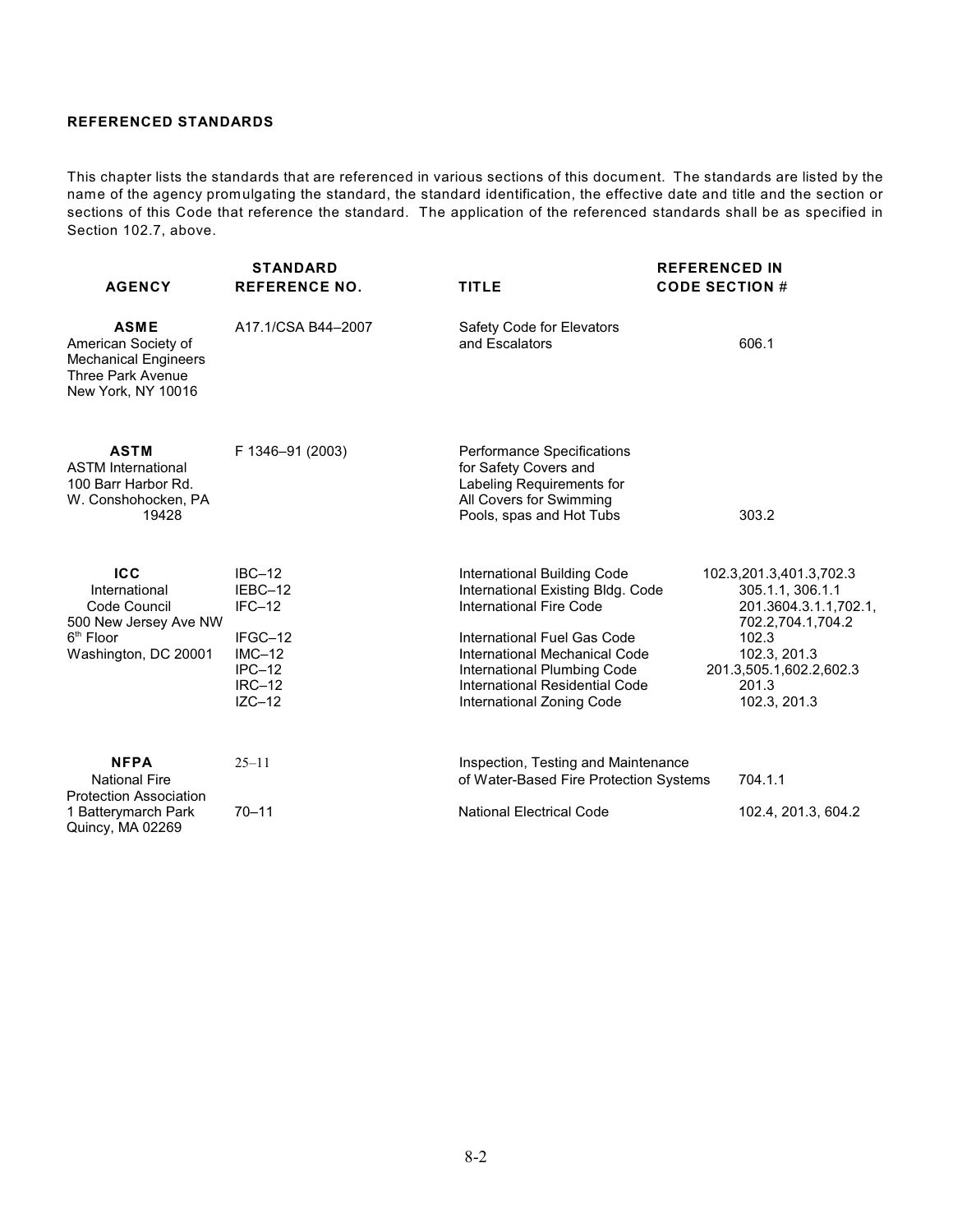**REFERENCED STANDARDS**

This chapter lists the standards that are referenced in various sections of this document. The standards are listed by the name of the agency promulgating the standard, the standard identification, the effective date and title and the section or sections of this Code that reference the standard. The application of the referenced standards shall be as specified in Section 102.7, above.

| AGENCY | STANDARD REFERENCE NO. | TITLE | REFERENCED IN CODE SECTION # |
|---|---|---|---|
| **ASME** American Society of Mechanical Engineers Three Park Avenue New York, NY 10016 | A17.1/CSA B44–2007 | Safety Code for Elevators and Escalators | 606.1 |
| **ASTM** ASTM International 100 Barr Harbor Rd. W. Conshohocken, PA 19428 | F 1346–91 (2003) | Performance Specifications for Safety Covers and Labeling Requirements for All Covers for Swimming Pools, spas and Hot Tubs | 303.2 |
| **ICC** International Code Council 500 New Jersey Ave NW 6th Floor Washington, DC 20001 | IBC–12 | International Building Code | 102.3,201.3,401.3,702.3 |
| | IEBC–12 | International Existing Bldg. Code | 305.1.1, 306.1.1 |
| | IFC–12 | International Fire Code | 201.3604.3.1.1,702.1, 702.2,704.1,704.2 |
| | IFGC–12 | International Fuel Gas Code | 102.3 |
| | IMC–12 | International Mechanical Code | 102.3, 201.3 |
| | IPC–12 | International Plumbing Code | 201.3,505.1,602.2,602.3 |
| | IRC–12 | International Residential Code | 201.3 |
| | IZC–12 | International Zoning Code | 102.3, 201.3 |
| **NFPA** National Fire Protection Association 1 Batterymarch Park Quincy, MA 02269 | 25–11 | Inspection, Testing and Maintenance of Water-Based Fire Protection Systems | 704.1.1 |
| | 70–11 | National Electrical Code | 102.4, 201.3, 604.2 |